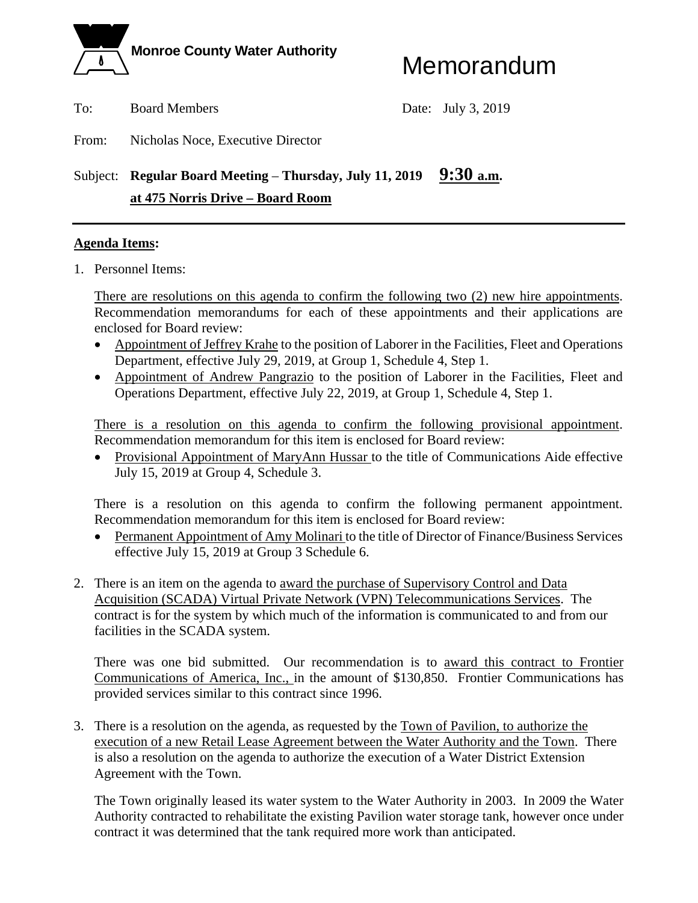**Monroe County Water Authority**

# Memorandum

To: Board Members

Date: July 3, 2019

From: Nicholas Noce, Executive Director

Subject: **Regular Board Meeting – Thursday, July 11, 2019 9:30 a.m. at 475 Norris Drive – Board Room**

---

**Agenda Items:**

1. Personnel Items:

   There are resolutions on this agenda to confirm the following two (2) new hire appointments. Recommendation memorandums for each of these appointments and their applications are enclosed for Board review:

   - Appointment of Jeffrey Krahe to the position of Laborer in the Facilities, Fleet and Operations Department, effective July 29, 2019, at Group 1, Schedule 4, Step 1.
   - Appointment of Andrew Pangrazio to the position of Laborer in the Facilities, Fleet and Operations Department, effective July 22, 2019, at Group 1, Schedule 4, Step 1.

   There is a resolution on this agenda to confirm the following provisional appointment. Recommendation memorandum for this item is enclosed for Board review:

   - Provisional Appointment of MaryAnn Hussar to the title of Communications Aide effective July 15, 2019 at Group 4, Schedule 3.

   There is a resolution on this agenda to confirm the following permanent appointment. Recommendation memorandum for this item is enclosed for Board review:

   - Permanent Appointment of Amy Molinari to the title of Director of Finance/Business Services effective July 15, 2019 at Group 3 Schedule 6.

2. There is an item on the agenda to award the purchase of Supervisory Control and Data Acquisition (SCADA) Virtual Private Network (VPN) Telecommunications Services. The contract is for the system by which much of the information is communicated to and from our facilities in the SCADA system.

   There was one bid submitted. Our recommendation is to award this contract to Frontier Communications of America, Inc., in the amount of $130,850. Frontier Communications has provided services similar to this contract since 1996.

3. There is a resolution on the agenda, as requested by the Town of Pavilion, to authorize the execution of a new Retail Lease Agreement between the Water Authority and the Town. There is also a resolution on the agenda to authorize the execution of a Water District Extension Agreement with the Town.

   The Town originally leased its water system to the Water Authority in 2003. In 2009 the Water Authority contracted to rehabilitate the existing Pavilion water storage tank, however once under contract it was determined that the tank required more work than anticipated.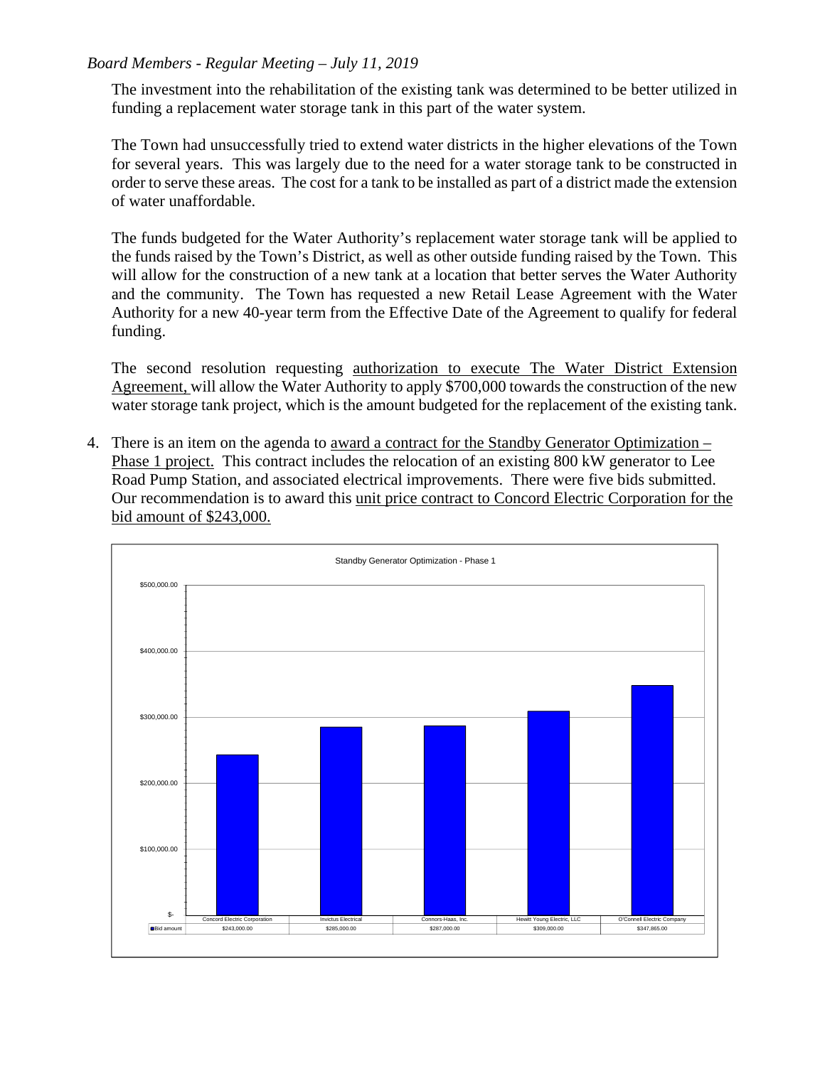The investment into the rehabilitation of the existing tank was determined to be better utilized in funding a replacement water storage tank in this part of the water system.

The Town had unsuccessfully tried to extend water districts in the higher elevations of the Town for several years. This was largely due to the need for a water storage tank to be constructed in order to serve these areas. The cost for a tank to be installed as part of a district made the extension of water unaffordable.

The funds budgeted for the Water Authority's replacement water storage tank will be applied to the funds raised by the Town's District, as well as other outside funding raised by the Town. This will allow for the construction of a new tank at a location that better serves the Water Authority and the community. The Town has requested a new Retail Lease Agreement with the Water Authority for a new 40-year term from the Effective Date of the Agreement to qualify for federal funding.

The second resolution requesting authorization to execute The Water District Extension Agreement, will allow the Water Authority to apply $700,000 towards the construction of the new water storage tank project, which is the amount budgeted for the replacement of the existing tank.

4. There is an item on the agenda to award a contract for the Standby Generator Optimization – Phase 1 project. This contract includes the relocation of an existing 800 kW generator to Lee Road Pump Station, and associated electrical improvements. There were five bids submitted. Our recommendation is to award this unit price contract to Concord Electric Corporation for the bid amount of $243,000.

Standby Generator Optimization - Phase 1

| | Concord Electric Corporation | Invictus Electrical | Connors-Haas, Inc. | Hewitt Young Electric, LLC | O'Connell Electric Company |
|---|---|---|---|---|---|
| Bid amount | $243,000.00 | $285,000.00 | $287,000.00 | $309,000.00 | $347,865.00 |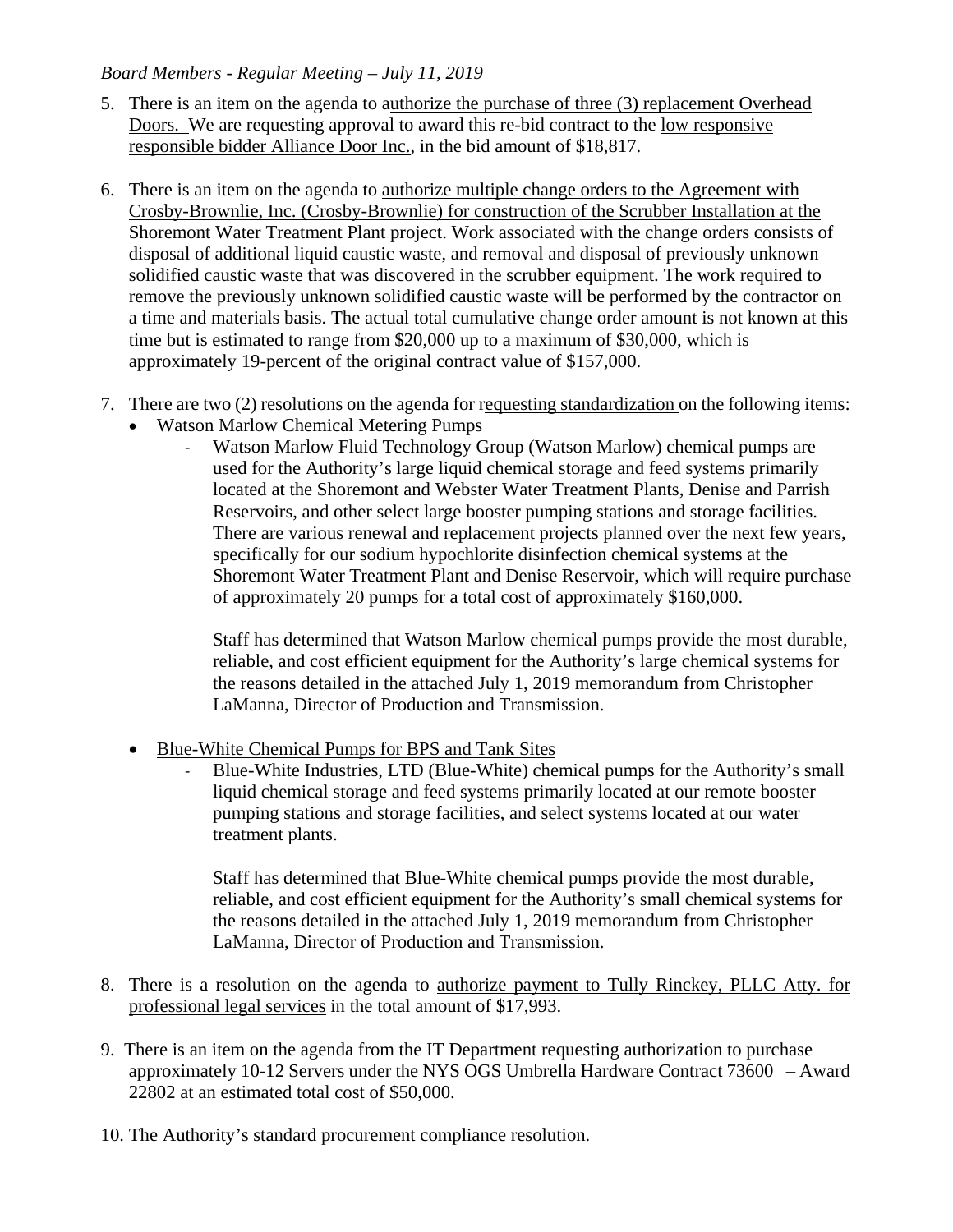5. There is an item on the agenda to authorize the purchase of three (3) replacement Overhead Doors. We are requesting approval to award this re-bid contract to the low responsive responsible bidder Alliance Door Inc., in the bid amount of $18,817.

6. There is an item on the agenda to authorize multiple change orders to the Agreement with Crosby-Brownlie, Inc. (Crosby-Brownlie) for construction of the Scrubber Installation at the Shoremont Water Treatment Plant project. Work associated with the change orders consists of disposal of additional liquid caustic waste, and removal and disposal of previously unknown solidified caustic waste that was discovered in the scrubber equipment. The work required to remove the previously unknown solidified caustic waste will be performed by the contractor on a time and materials basis. The actual total cumulative change order amount is not known at this time but is estimated to range from $20,000 up to a maximum of $30,000, which is approximately 19-percent of the original contract value of $157,000.

7. There are two (2) resolutions on the agenda for requesting standardization on the following items:
   - Watson Marlow Chemical Metering Pumps
     - Watson Marlow Fluid Technology Group (Watson Marlow) chemical pumps are used for the Authority's large liquid chemical storage and feed systems primarily located at the Shoremont and Webster Water Treatment Plants, Denise and Parrish Reservoirs, and other select large booster pumping stations and storage facilities. There are various renewal and replacement projects planned over the next few years, specifically for our sodium hypochlorite disinfection chemical systems at the Shoremont Water Treatment Plant and Denise Reservoir, which will require purchase of approximately 20 pumps for a total cost of approximately $160,000.

       Staff has determined that Watson Marlow chemical pumps provide the most durable, reliable, and cost efficient equipment for the Authority's large chemical systems for the reasons detailed in the attached July 1, 2019 memorandum from Christopher LaManna, Director of Production and Transmission.

   - Blue-White Chemical Pumps for BPS and Tank Sites
     - Blue-White Industries, LTD (Blue-White) chemical pumps for the Authority's small liquid chemical storage and feed systems primarily located at our remote booster pumping stations and storage facilities, and select systems located at our water treatment plants.

       Staff has determined that Blue-White chemical pumps provide the most durable, reliable, and cost efficient equipment for the Authority's small chemical systems for the reasons detailed in the attached July 1, 2019 memorandum from Christopher LaManna, Director of Production and Transmission.

8. There is a resolution on the agenda to authorize payment to Tully Rinckey, PLLC Atty. for professional legal services in the total amount of $17,993.

9. There is an item on the agenda from the IT Department requesting authorization to purchase approximately 10-12 Servers under the NYS OGS Umbrella Hardware Contract 73600 – Award 22802 at an estimated total cost of $50,000.

10. The Authority's standard procurement compliance resolution.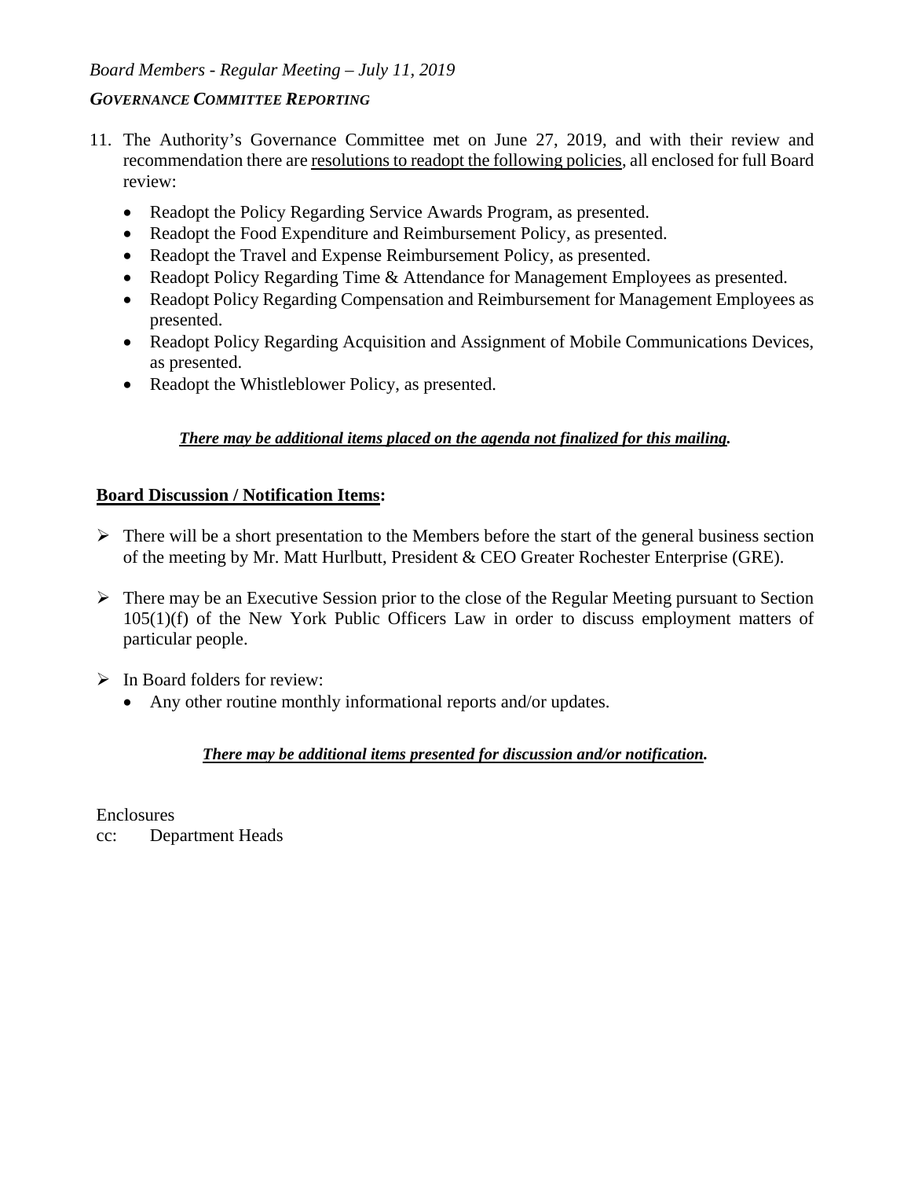*GOVERNANCE COMMITTEE REPORTING*

11. The Authority's Governance Committee met on June 27, 2019, and with their review and recommendation there are <u>resolutions to readopt the following policies</u>, all enclosed for full Board review:
    - Readopt the Policy Regarding Service Awards Program, as presented.
    - Readopt the Food Expenditure and Reimbursement Policy, as presented.
    - Readopt the Travel and Expense Reimbursement Policy, as presented.
    - Readopt Policy Regarding Time & Attendance for Management Employees as presented.
    - Readopt Policy Regarding Compensation and Reimbursement for Management Employees as presented.
    - Readopt Policy Regarding Acquisition and Assignment of Mobile Communications Devices, as presented.
    - Readopt the Whistleblower Policy, as presented.

***There may be additional items placed on the agenda not finalized for this mailing.***

**Board Discussion / Notification Items:**

- There will be a short presentation to the Members before the start of the general business section of the meeting by Mr. Matt Hurlbutt, President & CEO Greater Rochester Enterprise (GRE).
- There may be an Executive Session prior to the close of the Regular Meeting pursuant to Section 105(1)(f) of the New York Public Officers Law in order to discuss employment matters of particular people.
- In Board folders for review:
    - Any other routine monthly informational reports and/or updates.

***There may be additional items presented for discussion and/or notification.***

Enclosures
cc: Department Heads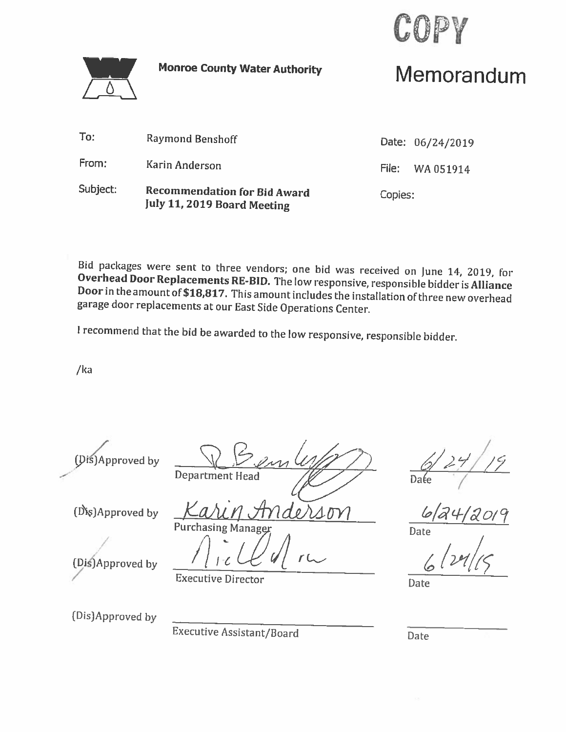COPY

**Monroe County Water Authority**

# Memorandum

| | | | |
|---|---|---|---|
| To: | Raymond Benshoff | Date: | 06/24/2019 |
| From: | Karin Anderson | File: | WA 051914 |
| Subject: | **Recommendation for Bid Award July 11, 2019 Board Meeting** | Copies: | |

Bid packages were sent to three vendors; one bid was received on June 14, 2019, for **Overhead Door Replacements RE-BID.** The low responsive, responsible bidder is **Alliance Door** in the amount of **$18,817.** This amount includes the installation of three new overhead garage door replacements at our East Side Operations Center.

I recommend that the bid be awarded to the low responsive, responsible bidder.

/ka

| | | |
|---|---|---|
| (Dis)Approved by | R Benshoff<br>Department Head | 6/24/19<br>Date |
| (Dis)Approved by | Karin Anderson<br>Purchasing Manager | 6/24/2019<br>Date |
| (Dis)Approved by | Nick Noce<br>Executive Director | 6/24/19<br>Date |
| (Dis)Approved by | Executive Assistant/Board | Date |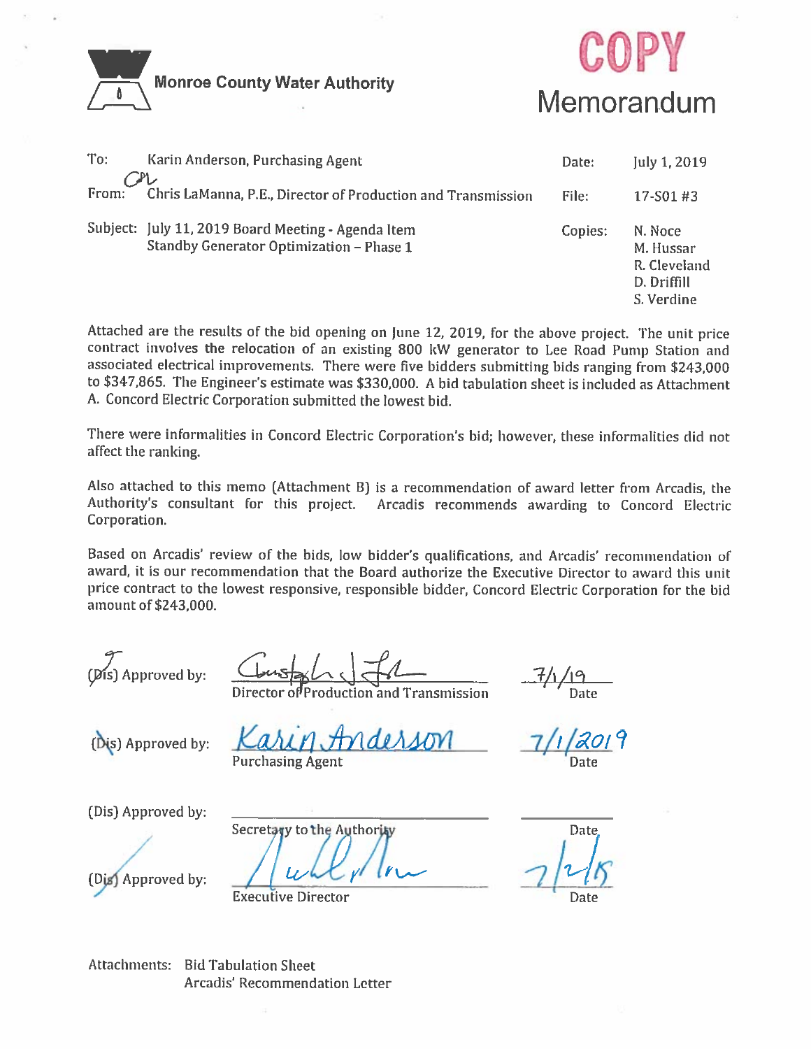Monroe County Water Authority

COPY

# Memorandum

| | | | |
|---|---|---|---|
| To: | Karin Anderson, Purchasing Agent | Date: | July 1, 2019 |
| From: | Chris LaManna, P.E., Director of Production and Transmission | File: | 17-S01 #3 |
| Subject: | July 11, 2019 Board Meeting - Agenda Item<br>Standby Generator Optimization – Phase 1 | Copies: | N. Noce<br>M. Hussar<br>R. Cleveland<br>D. Driffill<br>S. Verdine |

Attached are the results of the bid opening on June 12, 2019, for the above project. The unit price contract involves the relocation of an existing 800 kW generator to Lee Road Pump Station and associated electrical improvements. There were five bidders submitting bids ranging from $243,000 to $347,865. The Engineer's estimate was $330,000. A bid tabulation sheet is included as Attachment A. Concord Electric Corporation submitted the lowest bid.

There were informalities in Concord Electric Corporation's bid; however, these informalities did not affect the ranking.

Also attached to this memo (Attachment B) is a recommendation of award letter from Arcadis, the Authority's consultant for this project. Arcadis recommends awarding to Concord Electric Corporation.

Based on Arcadis' review of the bids, low bidder's qualifications, and Arcadis' recommendation of award, it is our recommendation that the Board authorize the Executive Director to award this unit price contract to the lowest responsive, responsible bidder, Concord Electric Corporation for the bid amount of $243,000.

(Dis) Approved by: ______________________ Director of Production and Transmission — 7/1/19 Date

(Dis) Approved by: Karin Anderson, Purchasing Agent — 7/1/2019 Date

(Dis) Approved by: ______________________ Secretary to the Authority — ________ Date

(Dis) Approved by: ______________________ Executive Director — 7/2/19 Date

Attachments: Bid Tabulation Sheet
Arcadis' Recommendation Letter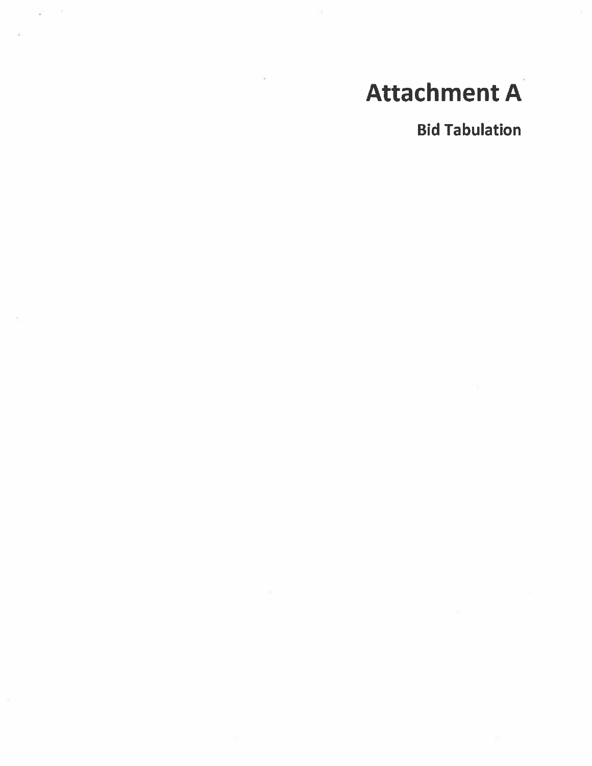# Attachment A

**Bid Tabulation**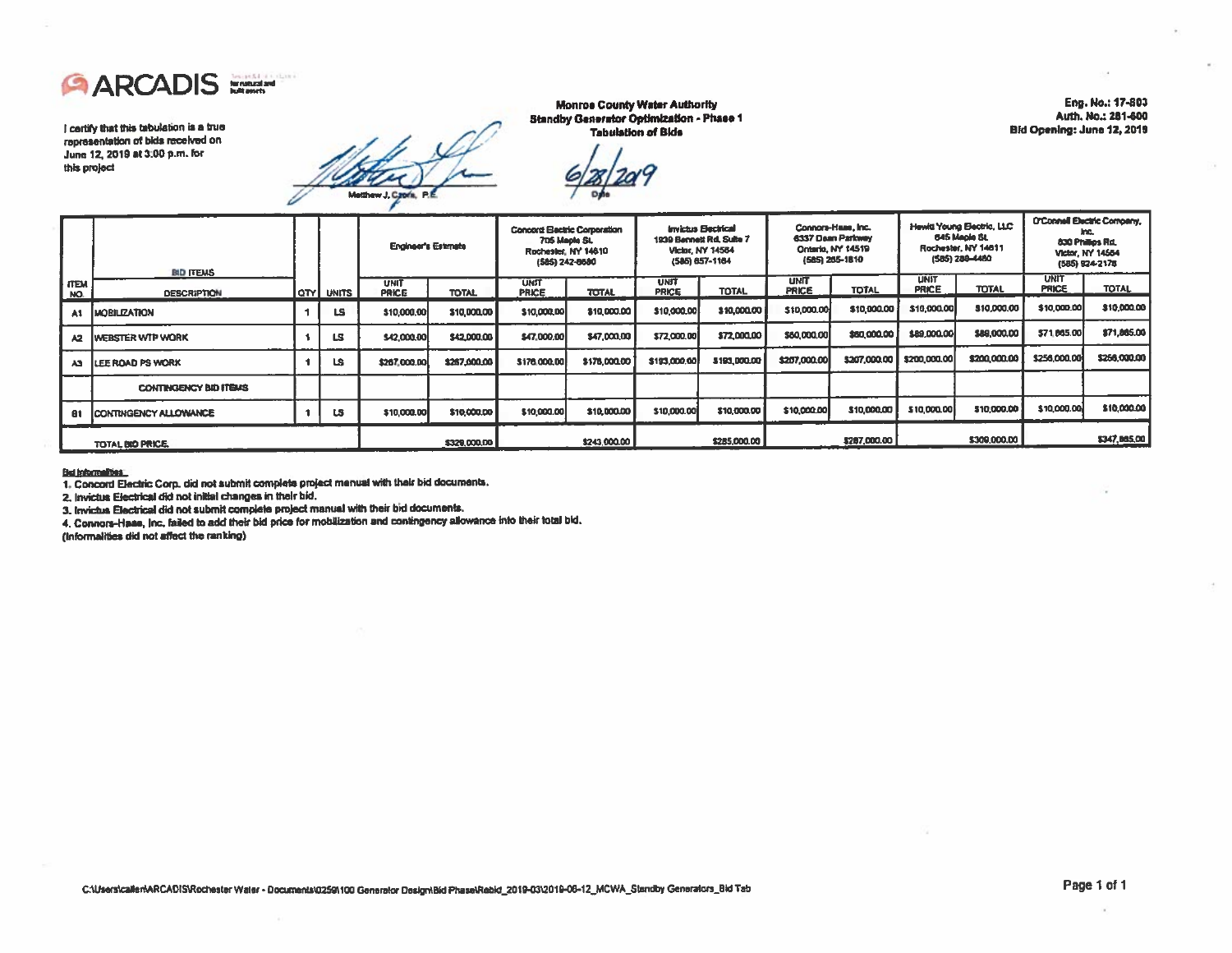ARCADIS

I certify that this tabulation is a true representation of bids received on June 12, 2019 at 3:00 p.m. for this project

Matthew J. Caora, P.E. — 6/28/2019 — Date

**Monroe County Water Authority**
**Standby Generator Optimization - Phase 1**
**Tabulation of Bids**

**Eng. No.: 17-803**
**Auth. No.: 281-600**
**Bid Opening: June 12, 2019**

| ITEM NO. | BID ITEMS DESCRIPTION | QTY | UNITS | Engineer's Estimate UNIT PRICE | | Concord Electric Corporation 705 Maple St. Rochester, NY 14610 (585) 242-8680 UNIT PRICE | | Invictus Electrical 1939 Bennett Rd. Suite 7 Victor, NY 14564 (585) 657-1164 UNIT PRICE | | Connors-Haas, Inc. 6337 Dean Parkway Ontario, NY 14519 (585) 265-1810 UNIT PRICE | | Hewitt Young Electric, LLC 645 Maple St. Rochester, NY 14611 (585) 288-4460 UNIT PRICE | | O'Connell Electric Company, Inc. 830 Phillips Rd. Victor, NY 14564 (585) 924-2176 UNIT PRICE | |
|---|---|---|---|---|---|---|---|---|---|---|---|---|---|---|---|
| | | | | UNIT PRICE | TOTAL | UNIT PRICE | TOTAL | UNIT PRICE | TOTAL | UNIT PRICE | TOTAL | UNIT PRICE | TOTAL | UNIT PRICE | TOTAL |
| A1 | MOBILIZATION | 1 | LS | $10,000.00 | $10,000.00 | $10,000.00 | $10,000.00 | $10,000.00 | $10,000.00 | $10,000.00 | $10,000.00 | $10,000.00 | $10,000.00 | $10,000.00 | $10,000.00 |
| A2 | WEBSTER WTP WORK | 1 | LS | $42,000.00 | $42,000.00 | $47,000.00 | $47,000.00 | $72,000.00 | $72,000.00 | $60,000.00 | $60,000.00 | $89,000.00 | $89,000.00 | $71,865.00 | $71,865.00 |
| A3 | LEE ROAD PS WORK | 1 | LS | $267,000.00 | $267,000.00 | $176,000.00 | $176,000.00 | $193,000.00 | $193,000.00 | $207,000.00 | $307,000.00 | $200,000.00 | $200,000.00 | $256,000.00 | $256,000.00 |
| | CONTINGENCY BID ITEMS | | | | | | | | | | | | | | |
| B1 | CONTINGENCY ALLOWANCE | 1 | LS | $10,000.00 | $10,000.00 | $10,000.00 | $10,000.00 | $10,000.00 | $10,000.00 | $10,000.00 | $10,000.00 | $10,000.00 | $10,000.00 | $10,000.00 | $10,000.00 |
| | TOTAL BID PRICE | | | | $329,000.00 | | $243,000.00 | | $285,000.00 | | $287,000.00 | | $309,000.00 | | $347,865.00 |

**Bid Informalities**

1. Concord Electric Corp. did not submit complete project manual with their bid documents.
2. Invictus Electrical did not initial changes in their bid.
3. Invictus Electrical did not submit complete project manual with their bid documents.
4. Connors-Haas, Inc. failed to add their bid price for mobilization and contingency allowance into their total bid.

(Informalities did not affect the ranking)

C:\Users\callen\ARCADIS\Rochester Water - Documents\0259\100 Generator Design\Bid Phase\Rebid_2019-03\2019-06-12_MCWA_Standby Generators_Bid Tab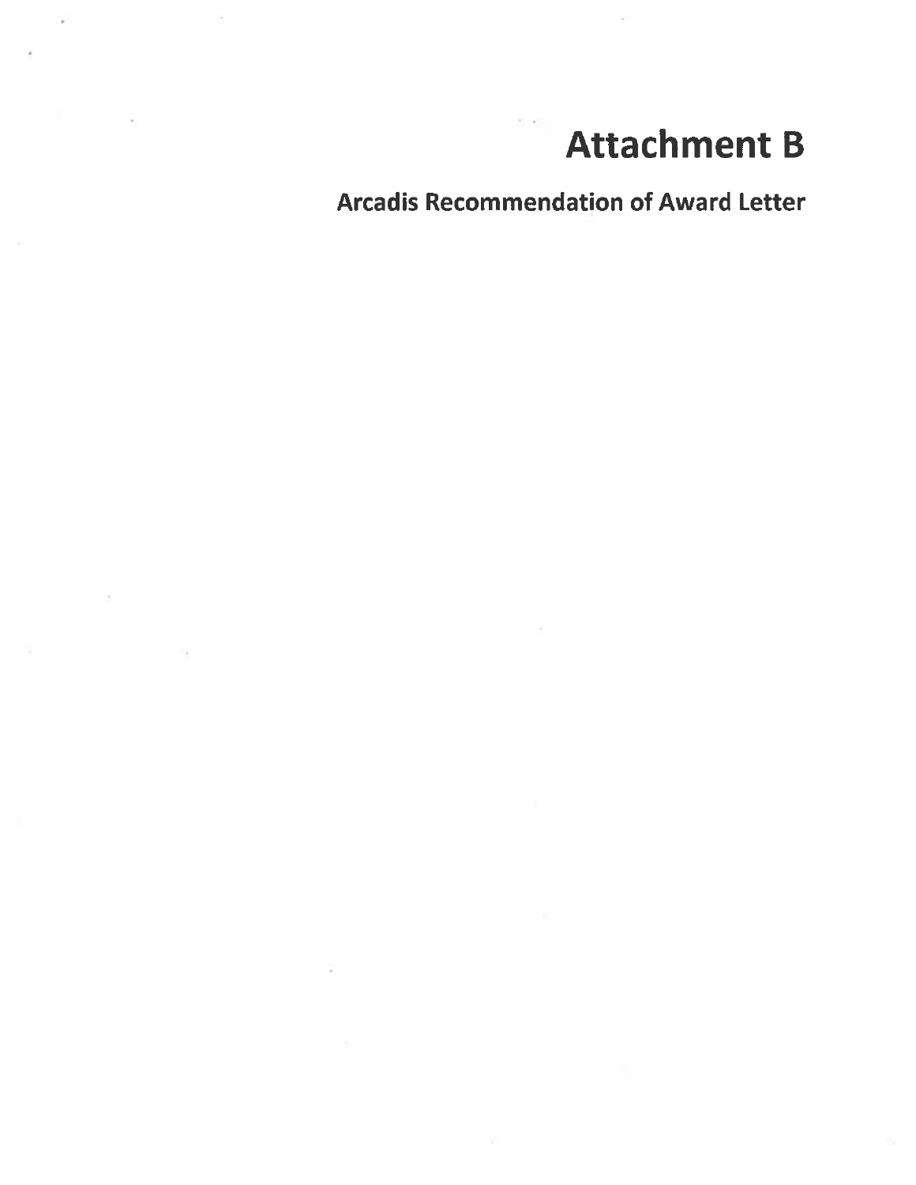# Attachment B

## Arcadis Recommendation of Award Letter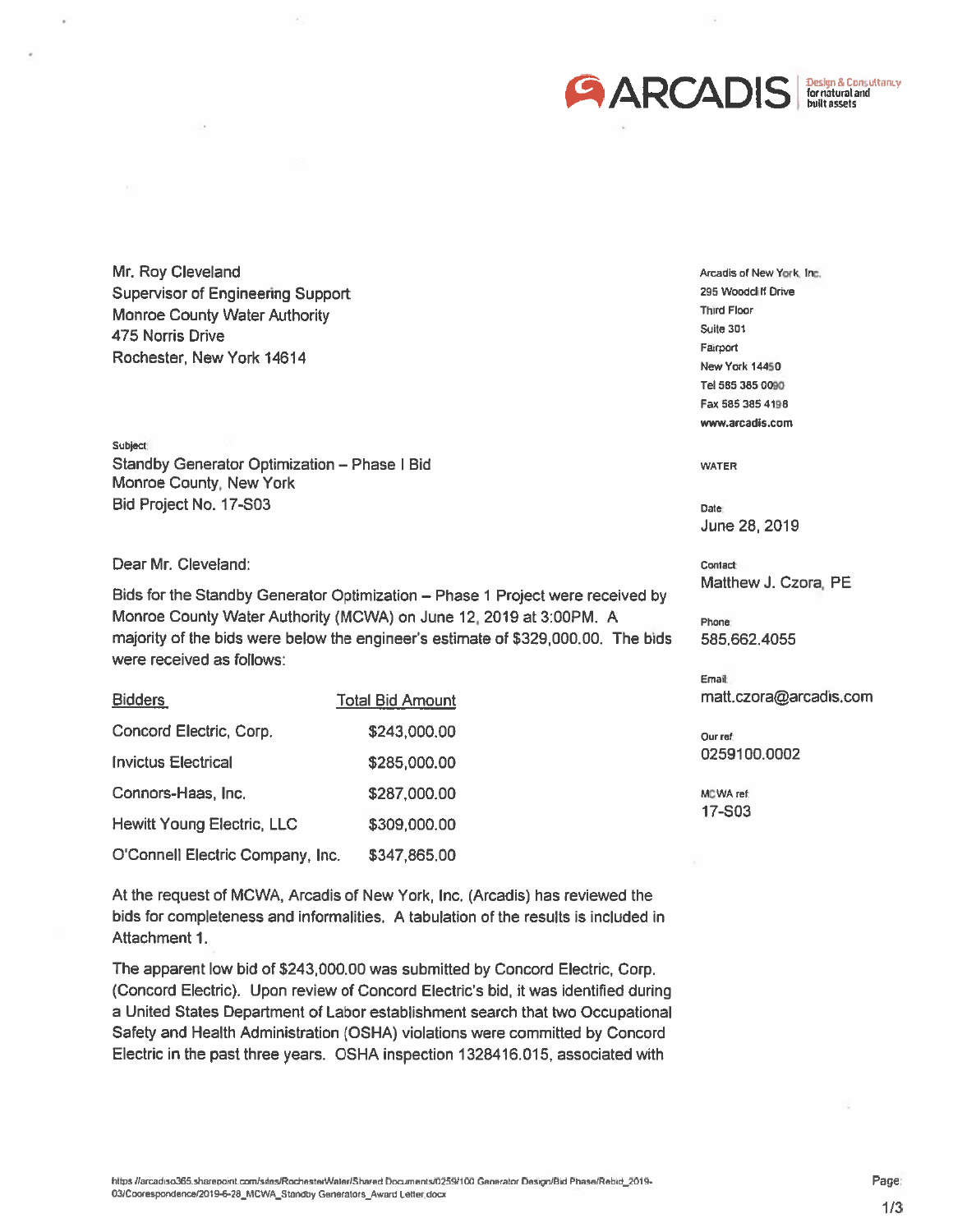ARCADIS Design & Consultancy for natural and built assets

Mr. Roy Cleveland
Supervisor of Engineering Support
Monroe County Water Authority
475 Norris Drive
Rochester, New York 14614

Arcadis of New York, Inc.
295 Woodcliff Drive
Third Floor
Suite 301
Fairport
New York 14450
Tel 585 385 0090
Fax 585 385 4198
www.arcadis.com

WATER

Subject:
Standby Generator Optimization – Phase I Bid
Monroe County, New York
Bid Project No. 17-S03

Date:
June 28, 2019

Contact:
Matthew J. Czora, PE

Phone:
585.662.4055

Email:
matt.czora@arcadis.com

Our ref:
0259100.0002

MCWA ref:
17-S03

Dear Mr. Cleveland:

Bids for the Standby Generator Optimization – Phase 1 Project were received by Monroe County Water Authority (MCWA) on June 12, 2019 at 3:00PM. A majority of the bids were below the engineer's estimate of $329,000.00. The bids were received as follows:

| Bidders | Total Bid Amount |
|---|---|
| Concord Electric, Corp. | $243,000.00 |
| Invictus Electrical | $285,000.00 |
| Connors-Haas, Inc. | $287,000.00 |
| Hewitt Young Electric, LLC | $309,000.00 |
| O'Connell Electric Company, Inc. | $347,865.00 |

At the request of MCWA, Arcadis of New York, Inc. (Arcadis) has reviewed the bids for completeness and informalities. A tabulation of the results is included in Attachment 1.

The apparent low bid of $243,000.00 was submitted by Concord Electric, Corp. (Concord Electric). Upon review of Concord Electric's bid, it was identified during a United States Department of Labor establishment search that two Occupational Safety and Health Administration (OSHA) violations were committed by Concord Electric in the past three years. OSHA inspection 1328416.015, associated with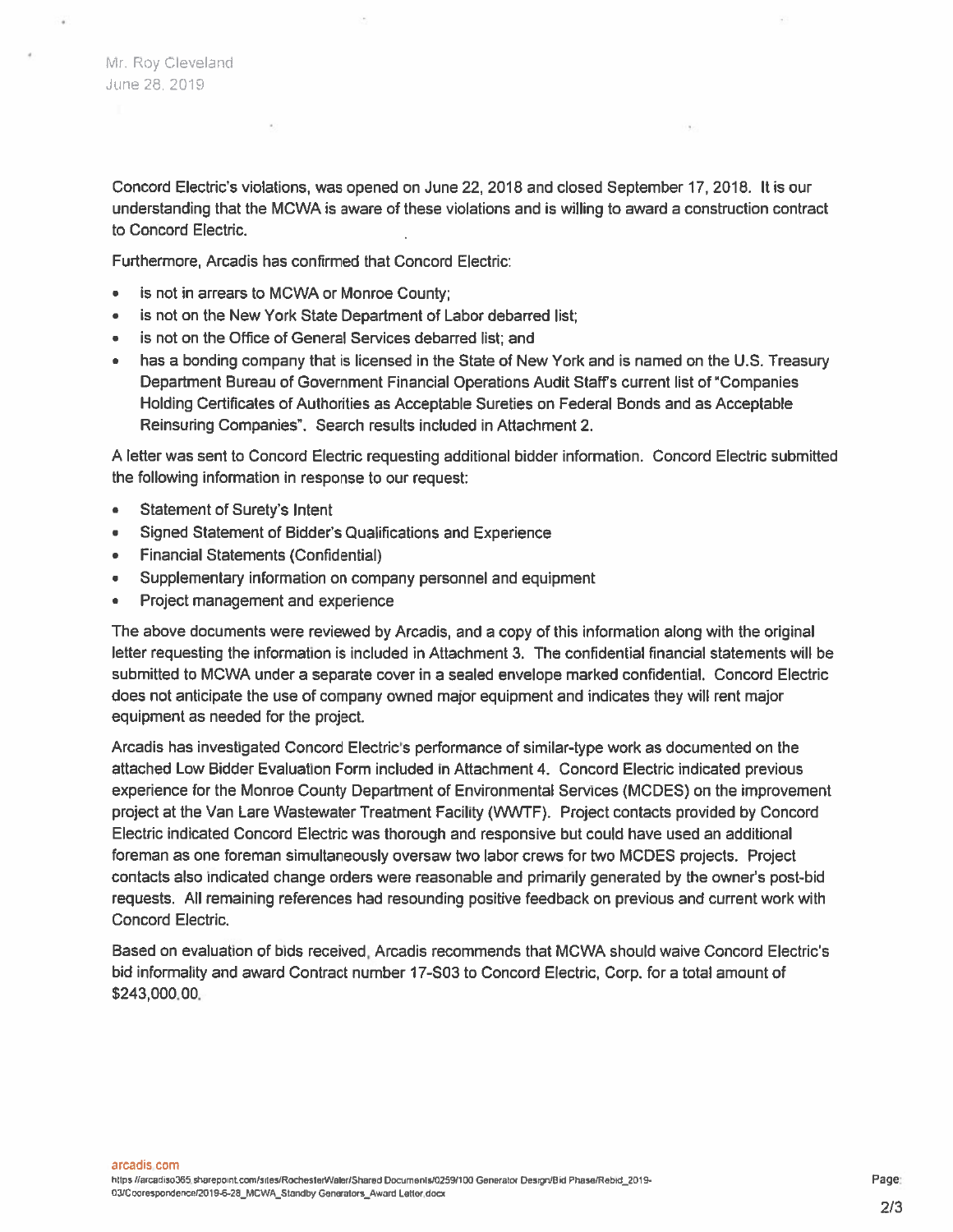Concord Electric's violations, was opened on June 22, 2018 and closed September 17, 2018. It is our understanding that the MCWA is aware of these violations and is willing to award a construction contract to Concord Electric.

Furthermore, Arcadis has confirmed that Concord Electric:

- is not in arrears to MCWA or Monroe County;
- is not on the New York State Department of Labor debarred list;
- is not on the Office of General Services debarred list; and
- has a bonding company that is licensed in the State of New York and is named on the U.S. Treasury Department Bureau of Government Financial Operations Audit Staff's current list of "Companies Holding Certificates of Authorities as Acceptable Sureties on Federal Bonds and as Acceptable Reinsuring Companies". Search results included in Attachment 2.

A letter was sent to Concord Electric requesting additional bidder information. Concord Electric submitted the following information in response to our request:

- Statement of Surety's Intent
- Signed Statement of Bidder's Qualifications and Experience
- Financial Statements (Confidential)
- Supplementary information on company personnel and equipment
- Project management and experience

The above documents were reviewed by Arcadis, and a copy of this information along with the original letter requesting the information is included in Attachment 3. The confidential financial statements will be submitted to MCWA under a separate cover in a sealed envelope marked confidential. Concord Electric does not anticipate the use of company owned major equipment and indicates they will rent major equipment as needed for the project.

Arcadis has investigated Concord Electric's performance of similar-type work as documented on the attached Low Bidder Evaluation Form included in Attachment 4. Concord Electric indicated previous experience for the Monroe County Department of Environmental Services (MCDES) on the improvement project at the Van Lare Wastewater Treatment Facility (WWTF). Project contacts provided by Concord Electric indicated Concord Electric was thorough and responsive but could have used an additional foreman as one foreman simultaneously oversaw two labor crews for two MCDES projects. Project contacts also indicated change orders were reasonable and primarily generated by the owner's post-bid requests. All remaining references had resounding positive feedback on previous and current work with Concord Electric.

Based on evaluation of bids received, Arcadis recommends that MCWA should waive Concord Electric's bid informality and award Contract number 17-S03 to Concord Electric, Corp. for a total amount of $243,000.00.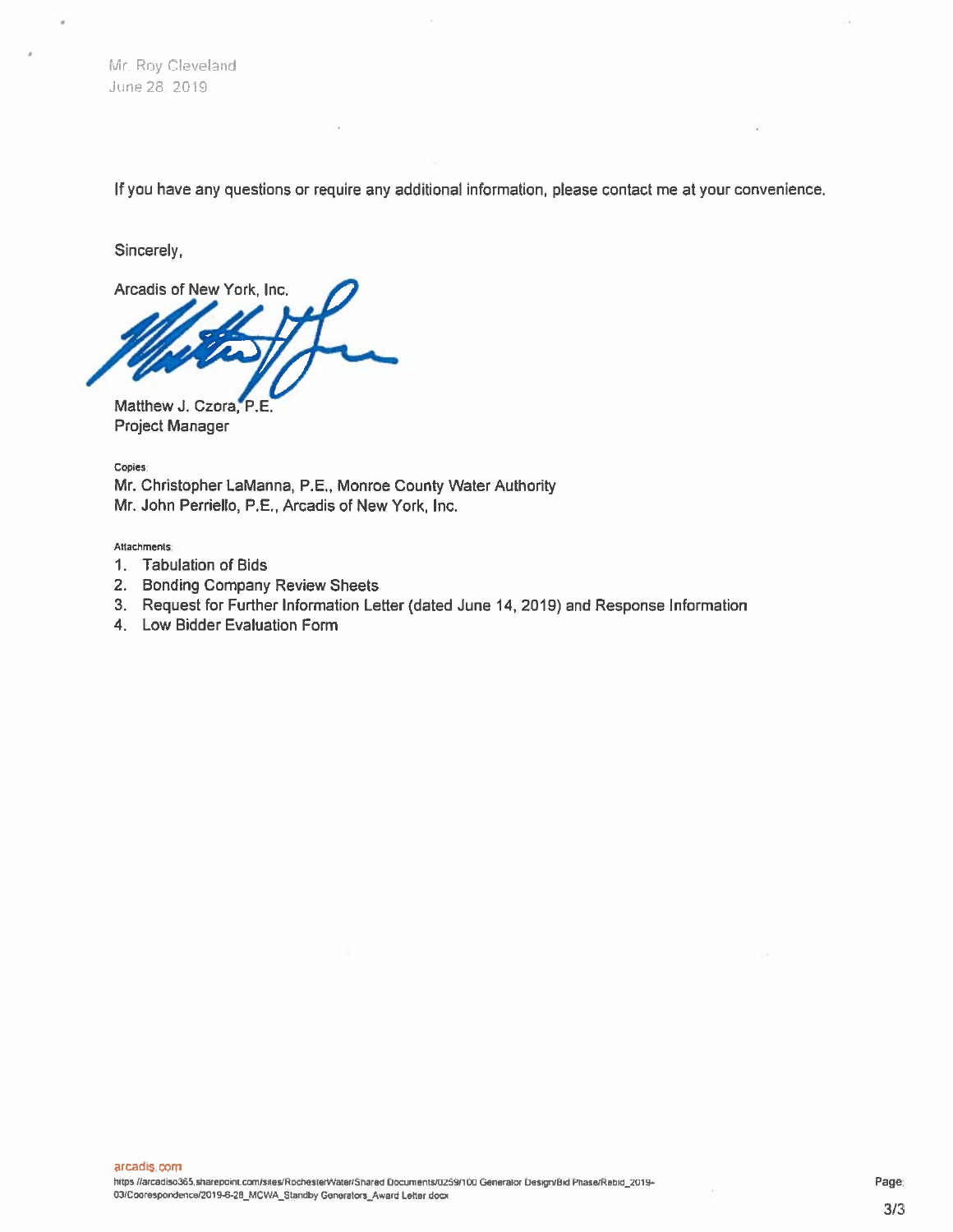If you have any questions or require any additional information, please contact me at your convenience.

Sincerely,

Arcadis of New York, Inc.

Matthew J. Czora, P.E.
Project Manager

Copies:
Mr. Christopher LaManna, P.E., Monroe County Water Authority
Mr. John Perriello, P.E., Arcadis of New York, Inc.

Attachments:
1. Tabulation of Bids
2. Bonding Company Review Sheets
3. Request for Further Information Letter (dated June 14, 2019) and Response Information
4. Low Bidder Evaluation Form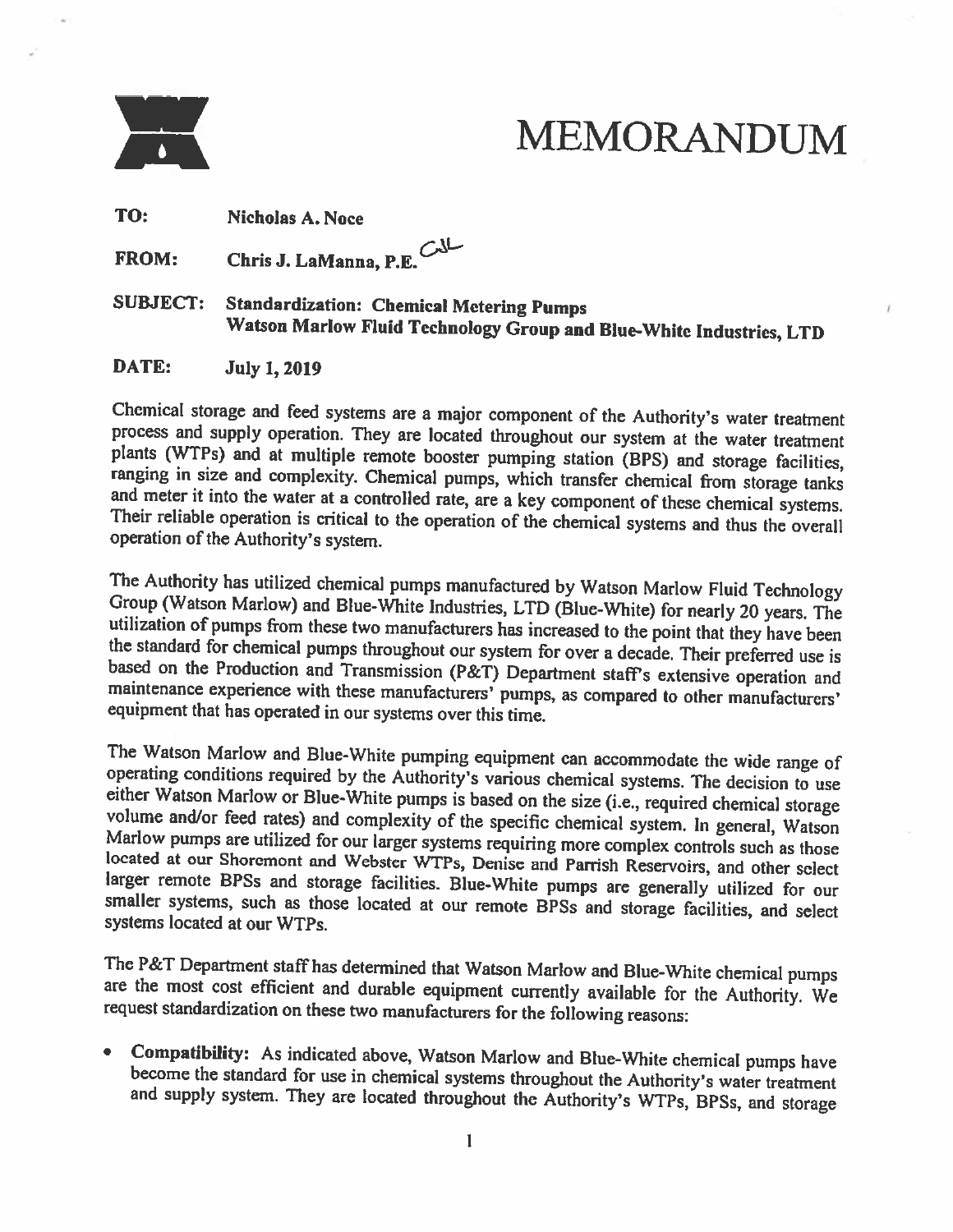# MEMORANDUM

**TO:** **Nicholas A. Noce**

**FROM:** **Chris J. LaManna, P.E.** CJL

**SUBJECT:** **Standardization: Chemical Metering Pumps**
**Watson Marlow Fluid Technology Group and Blue-White Industries, LTD**

**DATE:** **July 1, 2019**

Chemical storage and feed systems are a major component of the Authority's water treatment process and supply operation. They are located throughout our system at the water treatment plants (WTPs) and at multiple remote booster pumping station (BPS) and storage facilities, ranging in size and complexity. Chemical pumps, which transfer chemical from storage tanks and meter it into the water at a controlled rate, are a key component of these chemical systems. Their reliable operation is critical to the operation of the chemical systems and thus the overall operation of the Authority's system.

The Authority has utilized chemical pumps manufactured by Watson Marlow Fluid Technology Group (Watson Marlow) and Blue-White Industries, LTD (Blue-White) for nearly 20 years. The utilization of pumps from these two manufacturers has increased to the point that they have been the standard for chemical pumps throughout our system for over a decade. Their preferred use is based on the Production and Transmission (P&T) Department staff's extensive operation and maintenance experience with these manufacturers' pumps, as compared to other manufacturers' equipment that has operated in our systems over this time.

The Watson Marlow and Blue-White pumping equipment can accommodate the wide range of operating conditions required by the Authority's various chemical systems. The decision to use either Watson Marlow or Blue-White pumps is based on the size (i.e., required chemical storage volume and/or feed rates) and complexity of the specific chemical system. In general, Watson Marlow pumps are utilized for our larger systems requiring more complex controls such as those located at our Shoremont and Webster WTPs, Denise and Parrish Reservoirs, and other select larger remote BPSs and storage facilities. Blue-White pumps are generally utilized for our smaller systems, such as those located at our remote BPSs and storage facilities, and select systems located at our WTPs.

The P&T Department staff has determined that Watson Marlow and Blue-White chemical pumps are the most cost efficient and durable equipment currently available for the Authority. We request standardization on these two manufacturers for the following reasons:

- **Compatibility:** As indicated above, Watson Marlow and Blue-White chemical pumps have become the standard for use in chemical systems throughout the Authority's water treatment and supply system. They are located throughout the Authority's WTPs, BPSs, and storage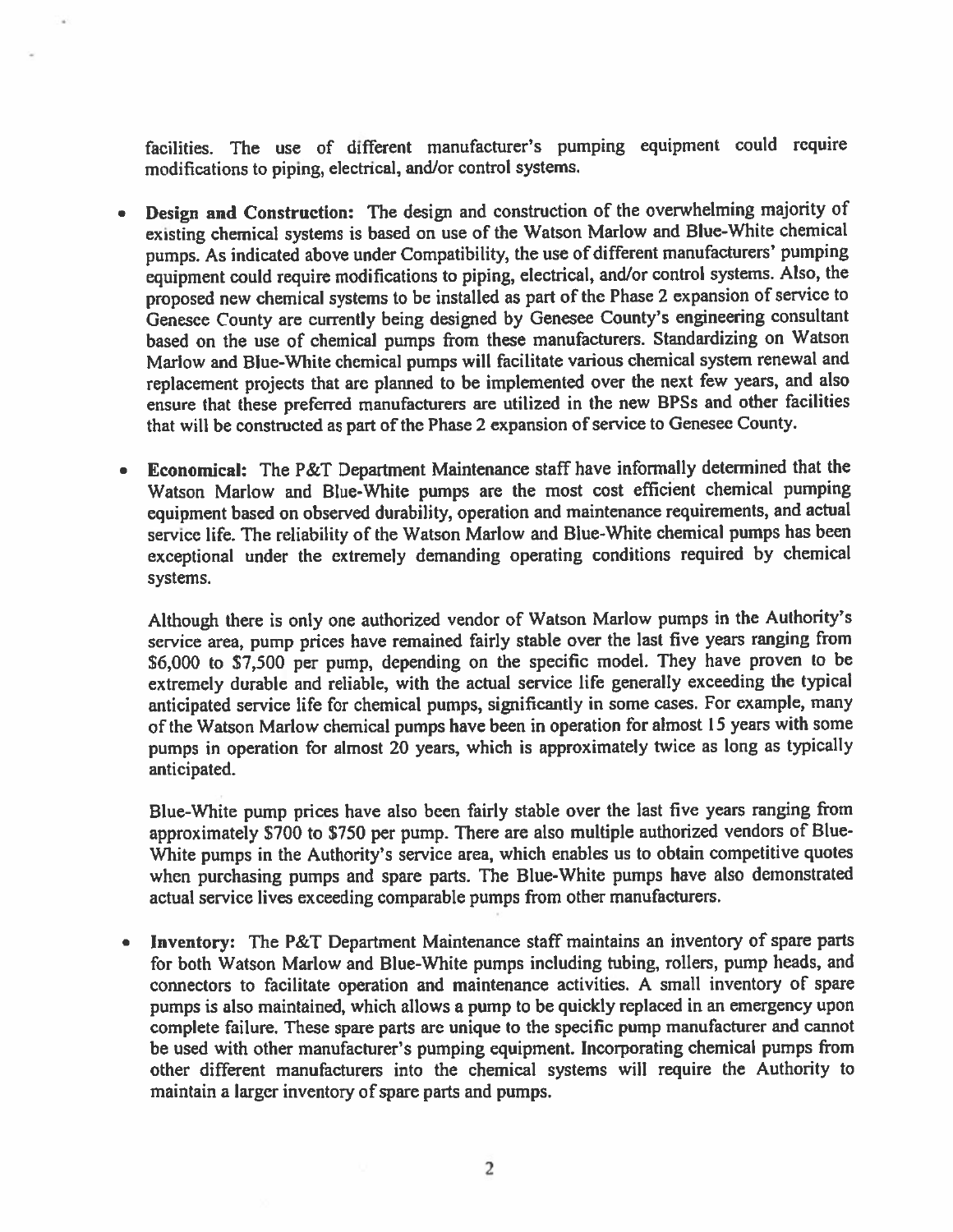facilities. The use of different manufacturer's pumping equipment could require modifications to piping, electrical, and/or control systems.

- **Design and Construction:** The design and construction of the overwhelming majority of existing chemical systems is based on use of the Watson Marlow and Blue-White chemical pumps. As indicated above under Compatibility, the use of different manufacturers' pumping equipment could require modifications to piping, electrical, and/or control systems. Also, the proposed new chemical systems to be installed as part of the Phase 2 expansion of service to Genesee County are currently being designed by Genesee County's engineering consultant based on the use of chemical pumps from these manufacturers. Standardizing on Watson Marlow and Blue-White chemical pumps will facilitate various chemical system renewal and replacement projects that are planned to be implemented over the next few years, and also ensure that these preferred manufacturers are utilized in the new BPSs and other facilities that will be constructed as part of the Phase 2 expansion of service to Genesee County.

- **Economical:** The P&T Department Maintenance staff have informally determined that the Watson Marlow and Blue-White pumps are the most cost efficient chemical pumping equipment based on observed durability, operation and maintenance requirements, and actual service life. The reliability of the Watson Marlow and Blue-White chemical pumps has been exceptional under the extremely demanding operating conditions required by chemical systems.

  Although there is only one authorized vendor of Watson Marlow pumps in the Authority's service area, pump prices have remained fairly stable over the last five years ranging from $6,000 to $7,500 per pump, depending on the specific model. They have proven to be extremely durable and reliable, with the actual service life generally exceeding the typical anticipated service life for chemical pumps, significantly in some cases. For example, many of the Watson Marlow chemical pumps have been in operation for almost 15 years with some pumps in operation for almost 20 years, which is approximately twice as long as typically anticipated.

  Blue-White pump prices have also been fairly stable over the last five years ranging from approximately $700 to $750 per pump. There are also multiple authorized vendors of Blue-White pumps in the Authority's service area, which enables us to obtain competitive quotes when purchasing pumps and spare parts. The Blue-White pumps have also demonstrated actual service lives exceeding comparable pumps from other manufacturers.

- **Inventory:** The P&T Department Maintenance staff maintains an inventory of spare parts for both Watson Marlow and Blue-White pumps including tubing, rollers, pump heads, and connectors to facilitate operation and maintenance activities. A small inventory of spare pumps is also maintained, which allows a pump to be quickly replaced in an emergency upon complete failure. These spare parts are unique to the specific pump manufacturer and cannot be used with other manufacturer's pumping equipment. Incorporating chemical pumps from other different manufacturers into the chemical systems will require the Authority to maintain a larger inventory of spare parts and pumps.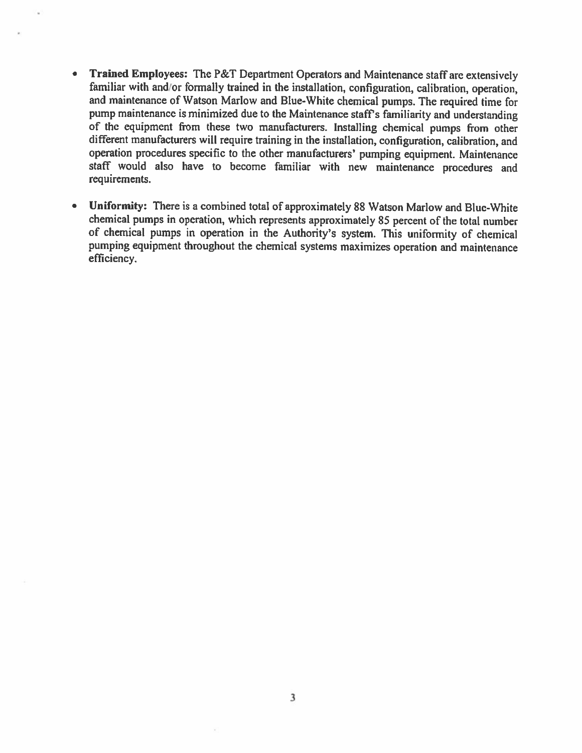- **Trained Employees:** The P&T Department Operators and Maintenance staff are extensively familiar with and/or formally trained in the installation, configuration, calibration, operation, and maintenance of Watson Marlow and Blue-White chemical pumps. The required time for pump maintenance is minimized due to the Maintenance staff's familiarity and understanding of the equipment from these two manufacturers. Installing chemical pumps from other different manufacturers will require training in the installation, configuration, calibration, and operation procedures specific to the other manufacturers' pumping equipment. Maintenance staff would also have to become familiar with new maintenance procedures and requirements.

- **Uniformity:** There is a combined total of approximately 88 Watson Marlow and Blue-White chemical pumps in operation, which represents approximately 85 percent of the total number of chemical pumps in operation in the Authority's system. This uniformity of chemical pumping equipment throughout the chemical systems maximizes operation and maintenance efficiency.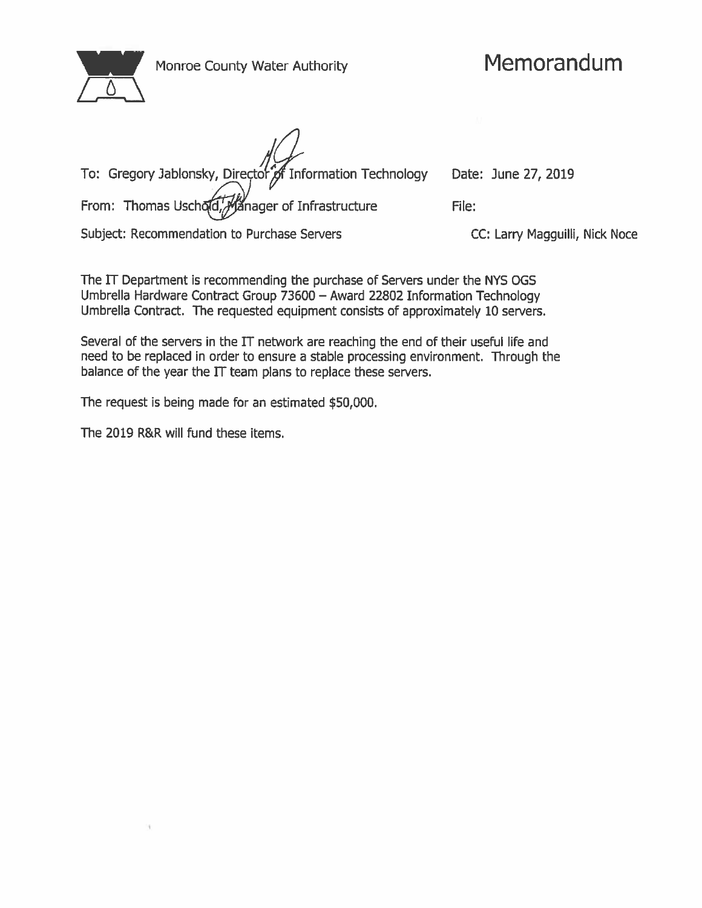Monroe County Water Authority

# Memorandum

To: Gregory Jablonsky, Director of Information Technology

Date: June 27, 2019

From: Thomas Uschold, Manager of Infrastructure

File:

Subject: Recommendation to Purchase Servers

CC: Larry Magguilli, Nick Noce

The IT Department is recommending the purchase of Servers under the NYS OGS Umbrella Hardware Contract Group 73600 – Award 22802 Information Technology Umbrella Contract. The requested equipment consists of approximately 10 servers.

Several of the servers in the IT network are reaching the end of their useful life and need to be replaced in order to ensure a stable processing environment. Through the balance of the year the IT team plans to replace these servers.

The request is being made for an estimated $50,000.

The 2019 R&R will fund these items.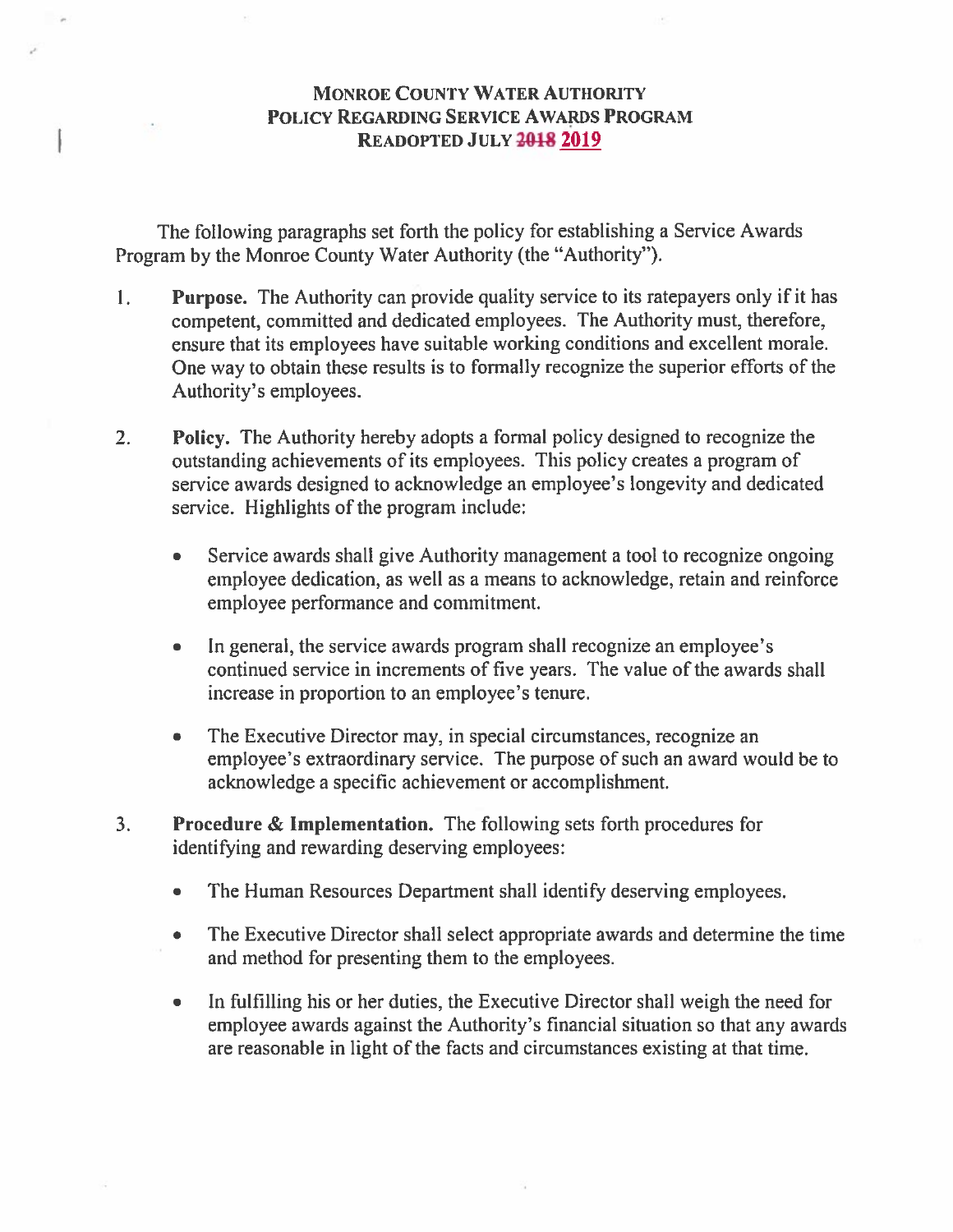**MONROE COUNTY WATER AUTHORITY**
**POLICY REGARDING SERVICE AWARDS PROGRAM**
**READOPTED JULY ~~2018~~ 2019**

The following paragraphs set forth the policy for establishing a Service Awards Program by the Monroe County Water Authority (the "Authority").

1. **Purpose.** The Authority can provide quality service to its ratepayers only if it has competent, committed and dedicated employees. The Authority must, therefore, ensure that its employees have suitable working conditions and excellent morale. One way to obtain these results is to formally recognize the superior efforts of the Authority's employees.

2. **Policy.** The Authority hereby adopts a formal policy designed to recognize the outstanding achievements of its employees. This policy creates a program of service awards designed to acknowledge an employee's longevity and dedicated service. Highlights of the program include:

    - Service awards shall give Authority management a tool to recognize ongoing employee dedication, as well as a means to acknowledge, retain and reinforce employee performance and commitment.

    - In general, the service awards program shall recognize an employee's continued service in increments of five years. The value of the awards shall increase in proportion to an employee's tenure.

    - The Executive Director may, in special circumstances, recognize an employee's extraordinary service. The purpose of such an award would be to acknowledge a specific achievement or accomplishment.

3. **Procedure & Implementation.** The following sets forth procedures for identifying and rewarding deserving employees:

    - The Human Resources Department shall identify deserving employees.

    - The Executive Director shall select appropriate awards and determine the time and method for presenting them to the employees.

    - In fulfilling his or her duties, the Executive Director shall weigh the need for employee awards against the Authority's financial situation so that any awards are reasonable in light of the facts and circumstances existing at that time.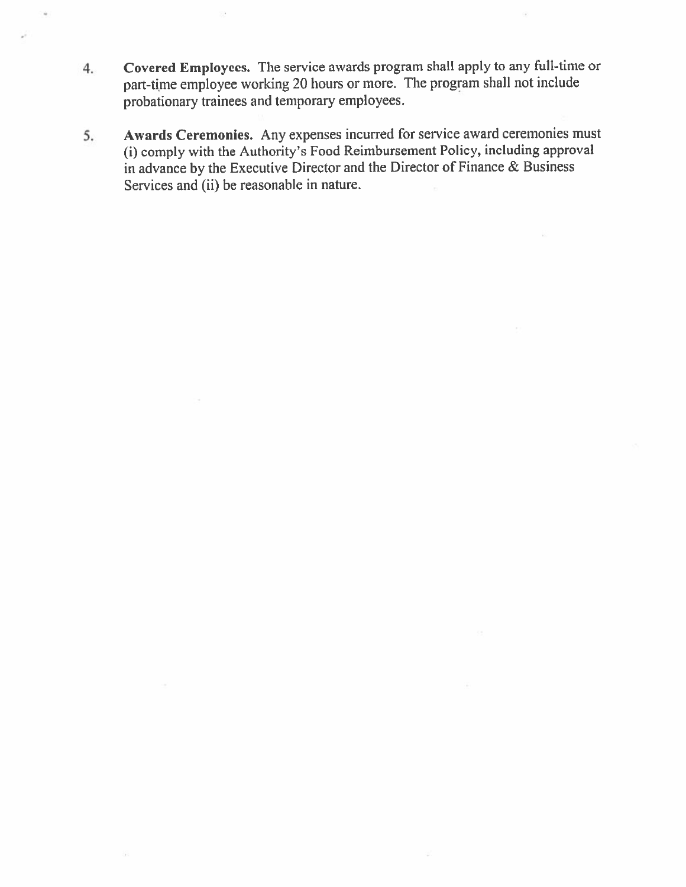4. **Covered Employees.** The service awards program shall apply to any full-time or part-time employee working 20 hours or more. The program shall not include probationary trainees and temporary employees.

5. **Awards Ceremonies.** Any expenses incurred for service award ceremonies must (i) comply with the Authority's Food Reimbursement Policy, including approval in advance by the Executive Director and the Director of Finance & Business Services and (ii) be reasonable in nature.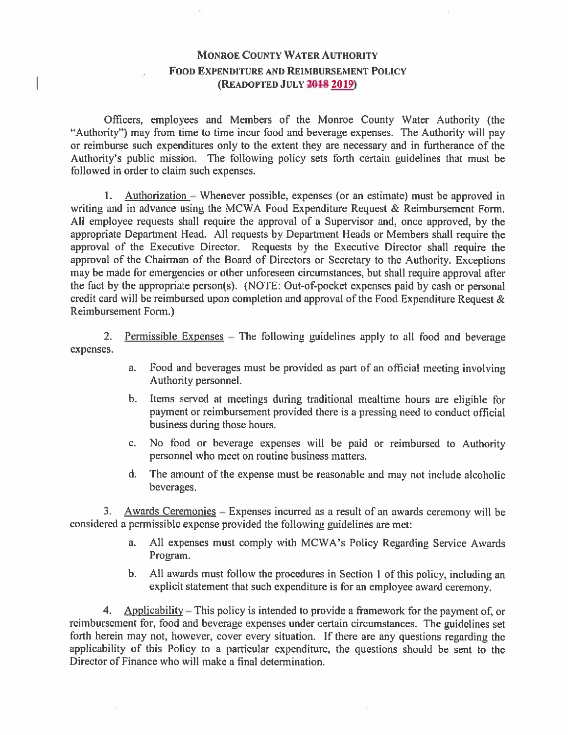# Monroe County Water Authority
## Food Expenditure and Reimbursement Policy
### (Readopted July ~~2018~~ 2019)

Officers, employees and Members of the Monroe County Water Authority (the "Authority") may from time to time incur food and beverage expenses. The Authority will pay or reimburse such expenditures only to the extent they are necessary and in furtherance of the Authority's public mission. The following policy sets forth certain guidelines that must be followed in order to claim such expenses.

1. Authorization – Whenever possible, expenses (or an estimate) must be approved in writing and in advance using the MCWA Food Expenditure Request & Reimbursement Form. All employee requests shall require the approval of a Supervisor and, once approved, by the appropriate Department Head. All requests by Department Heads or Members shall require the approval of the Executive Director. Requests by the Executive Director shall require the approval of the Chairman of the Board of Directors or Secretary to the Authority. Exceptions may be made for emergencies or other unforeseen circumstances, but shall require approval after the fact by the appropriate person(s). (NOTE: Out-of-pocket expenses paid by cash or personal credit card will be reimbursed upon completion and approval of the Food Expenditure Request & Reimbursement Form.)

2. Permissible Expenses – The following guidelines apply to all food and beverage expenses.

   a. Food and beverages must be provided as part of an official meeting involving Authority personnel.

   b. Items served at meetings during traditional mealtime hours are eligible for payment or reimbursement provided there is a pressing need to conduct official business during those hours.

   c. No food or beverage expenses will be paid or reimbursed to Authority personnel who meet on routine business matters.

   d. The amount of the expense must be reasonable and may not include alcoholic beverages.

3. Awards Ceremonies – Expenses incurred as a result of an awards ceremony will be considered a permissible expense provided the following guidelines are met:

   a. All expenses must comply with MCWA's Policy Regarding Service Awards Program.

   b. All awards must follow the procedures in Section 1 of this policy, including an explicit statement that such expenditure is for an employee award ceremony.

4. Applicability – This policy is intended to provide a framework for the payment of, or reimbursement for, food and beverage expenses under certain circumstances. The guidelines set forth herein may not, however, cover every situation. If there are any questions regarding the applicability of this Policy to a particular expenditure, the questions should be sent to the Director of Finance who will make a final determination.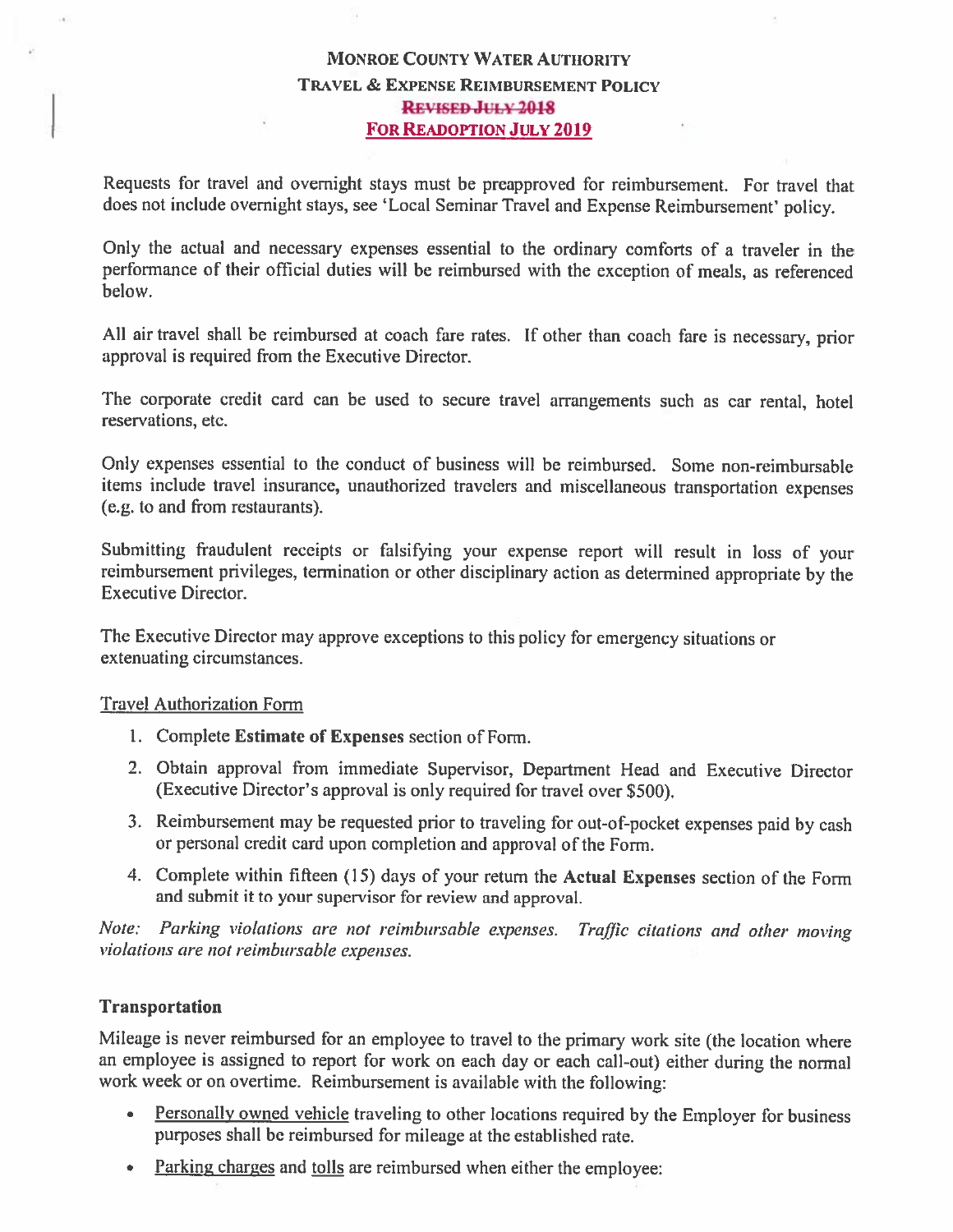# Monroe County Water Authority
## Travel & Expense Reimbursement Policy
~~Revised July 2018~~

For Readoption July 2019

Requests for travel and overnight stays must be preapproved for reimbursement. For travel that does not include overnight stays, see 'Local Seminar Travel and Expense Reimbursement' policy.

Only the actual and necessary expenses essential to the ordinary comforts of a traveler in the performance of their official duties will be reimbursed with the exception of meals, as referenced below.

All air travel shall be reimbursed at coach fare rates. If other than coach fare is necessary, prior approval is required from the Executive Director.

The corporate credit card can be used to secure travel arrangements such as car rental, hotel reservations, etc.

Only expenses essential to the conduct of business will be reimbursed. Some non-reimbursable items include travel insurance, unauthorized travelers and miscellaneous transportation expenses (e.g. to and from restaurants).

Submitting fraudulent receipts or falsifying your expense report will result in loss of your reimbursement privileges, termination or other disciplinary action as determined appropriate by the Executive Director.

The Executive Director may approve exceptions to this policy for emergency situations or extenuating circumstances.

Travel Authorization Form

1. Complete **Estimate of Expenses** section of Form.
2. Obtain approval from immediate Supervisor, Department Head and Executive Director (Executive Director's approval is only required for travel over $500).
3. Reimbursement may be requested prior to traveling for out-of-pocket expenses paid by cash or personal credit card upon completion and approval of the Form.
4. Complete within fifteen (15) days of your return the **Actual Expenses** section of the Form and submit it to your supervisor for review and approval.

*Note: Parking violations are not reimbursable expenses. Traffic citations and other moving violations are not reimbursable expenses.*

### Transportation

Mileage is never reimbursed for an employee to travel to the primary work site (the location where an employee is assigned to report for work on each day or each call-out) either during the normal work week or on overtime. Reimbursement is available with the following:

- Personally owned vehicle traveling to other locations required by the Employer for business purposes shall be reimbursed for mileage at the established rate.
- Parking charges and tolls are reimbursed when either the employee: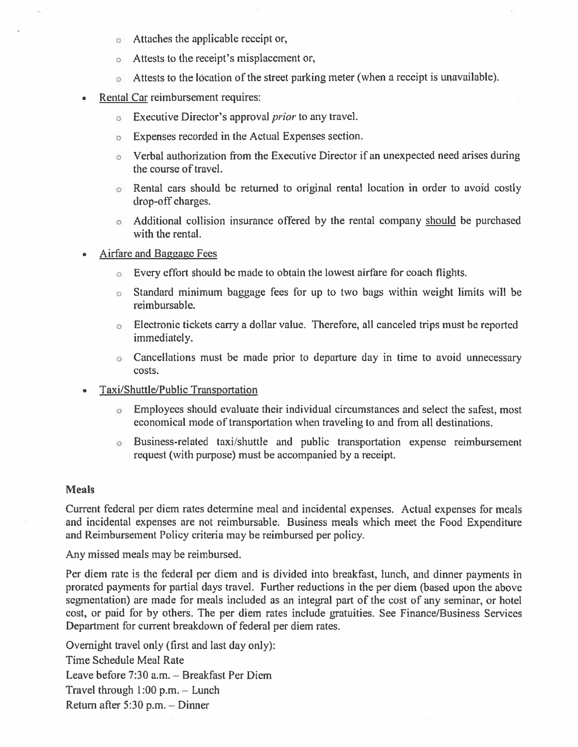- Attaches the applicable receipt or,
  - Attests to the receipt's misplacement or,
  - Attests to the location of the street parking meter (when a receipt is unavailable).
- Rental Car reimbursement requires:
  - Executive Director's approval *prior* to any travel.
  - Expenses recorded in the Actual Expenses section.
  - Verbal authorization from the Executive Director if an unexpected need arises during the course of travel.
  - Rental cars should be returned to original rental location in order to avoid costly drop-off charges.
  - Additional collision insurance offered by the rental company should be purchased with the rental.
- Airfare and Baggage Fees
  - Every effort should be made to obtain the lowest airfare for coach flights.
  - Standard minimum baggage fees for up to two bags within weight limits will be reimbursable.
  - Electronic tickets carry a dollar value. Therefore, all canceled trips must be reported immediately.
  - Cancellations must be made prior to departure day in time to avoid unnecessary costs.
- Taxi/Shuttle/Public Transportation
  - Employees should evaluate their individual circumstances and select the safest, most economical mode of transportation when traveling to and from all destinations.
  - Business-related taxi/shuttle and public transportation expense reimbursement request (with purpose) must be accompanied by a receipt.

**Meals**

Current federal per diem rates determine meal and incidental expenses. Actual expenses for meals and incidental expenses are not reimbursable. Business meals which meet the Food Expenditure and Reimbursement Policy criteria may be reimbursed per policy.

Any missed meals may be reimbursed.

Per diem rate is the federal per diem and is divided into breakfast, lunch, and dinner payments in prorated payments for partial days travel. Further reductions in the per diem (based upon the above segmentation) are made for meals included as an integral part of the cost of any seminar, or hotel cost, or paid for by others. The per diem rates include gratuities. See Finance/Business Services Department for current breakdown of federal per diem rates.

Overnight travel only (first and last day only):
Time Schedule Meal Rate
Leave before 7:30 a.m. – Breakfast Per Diem
Travel through 1:00 p.m. – Lunch
Return after 5:30 p.m. – Dinner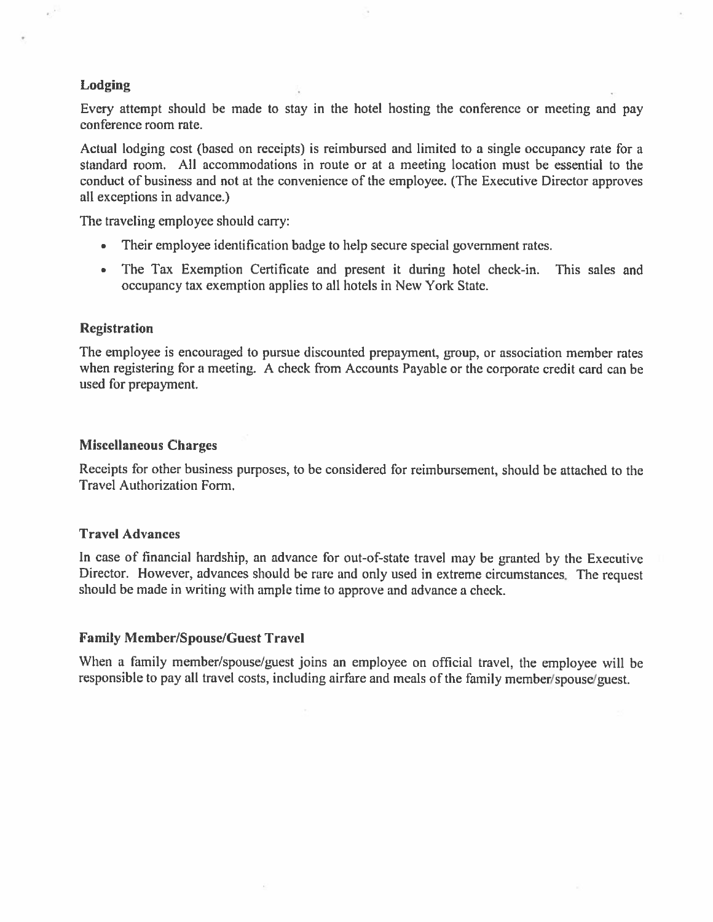### Lodging

Every attempt should be made to stay in the hotel hosting the conference or meeting and pay conference room rate.

Actual lodging cost (based on receipts) is reimbursed and limited to a single occupancy rate for a standard room. All accommodations in route or at a meeting location must be essential to the conduct of business and not at the convenience of the employee. (The Executive Director approves all exceptions in advance.)

The traveling employee should carry:

- Their employee identification badge to help secure special government rates.
- The Tax Exemption Certificate and present it during hotel check-in. This sales and occupancy tax exemption applies to all hotels in New York State.

### Registration

The employee is encouraged to pursue discounted prepayment, group, or association member rates when registering for a meeting. A check from Accounts Payable or the corporate credit card can be used for prepayment.

### Miscellaneous Charges

Receipts for other business purposes, to be considered for reimbursement, should be attached to the Travel Authorization Form.

### Travel Advances

In case of financial hardship, an advance for out-of-state travel may be granted by the Executive Director. However, advances should be rare and only used in extreme circumstances. The request should be made in writing with ample time to approve and advance a check.

### Family Member/Spouse/Guest Travel

When a family member/spouse/guest joins an employee on official travel, the employee will be responsible to pay all travel costs, including airfare and meals of the family member/spouse/guest.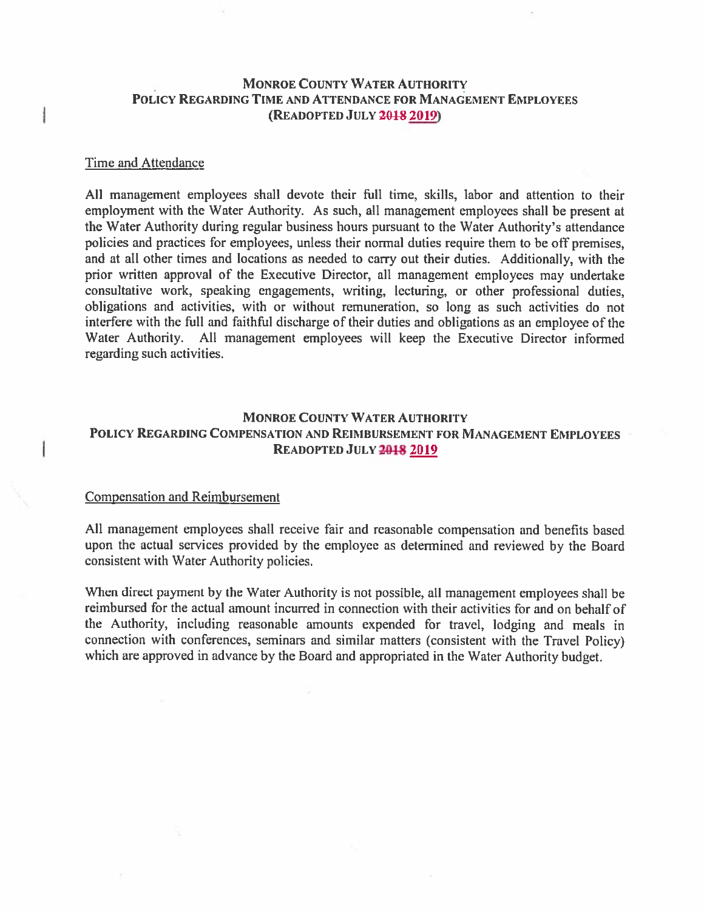# Monroe County Water Authority
## Policy Regarding Time and Attendance for Management Employees
## (Readopted July ~~2018~~ 2019)

Time and Attendance

All management employees shall devote their full time, skills, labor and attention to their employment with the Water Authority. As such, all management employees shall be present at the Water Authority during regular business hours pursuant to the Water Authority's attendance policies and practices for employees, unless their normal duties require them to be off premises, and at all other times and locations as needed to carry out their duties. Additionally, with the prior written approval of the Executive Director, all management employees may undertake consultative work, speaking engagements, writing, lecturing, or other professional duties, obligations and activities, with or without remuneration, so long as such activities do not interfere with the full and faithful discharge of their duties and obligations as an employee of the Water Authority. All management employees will keep the Executive Director informed regarding such activities.

# Monroe County Water Authority
## Policy Regarding Compensation and Reimbursement for Management Employees
## Readopted July ~~2018~~ 2019

Compensation and Reimbursement

All management employees shall receive fair and reasonable compensation and benefits based upon the actual services provided by the employee as determined and reviewed by the Board consistent with Water Authority policies.

When direct payment by the Water Authority is not possible, all management employees shall be reimbursed for the actual amount incurred in connection with their activities for and on behalf of the Authority, including reasonable amounts expended for travel, lodging and meals in connection with conferences, seminars and similar matters (consistent with the Travel Policy) which are approved in advance by the Board and appropriated in the Water Authority budget.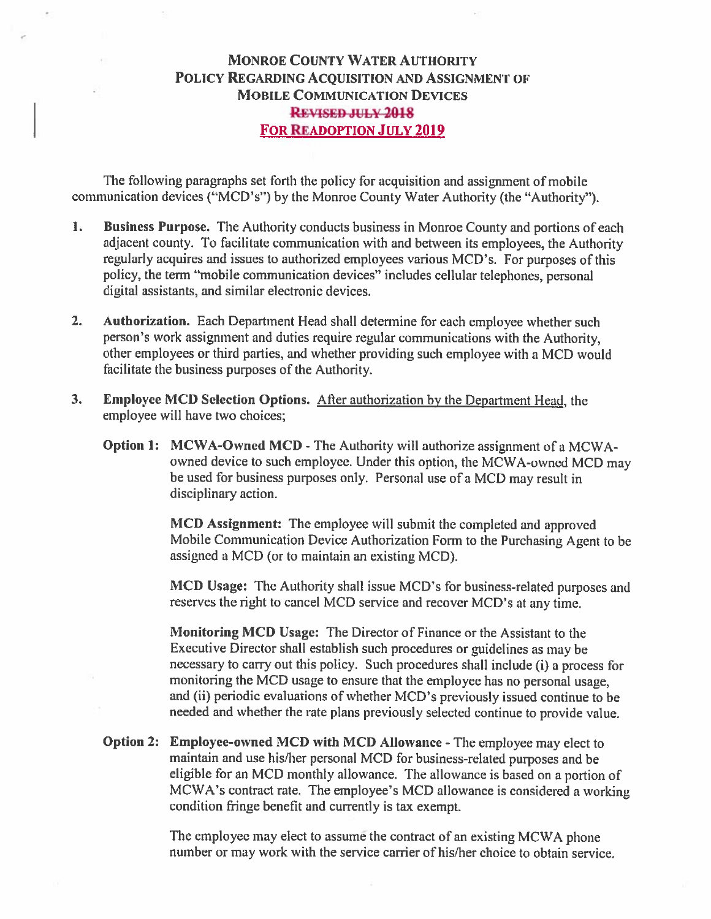# Monroe County Water Authority
## Policy Regarding Acquisition and Assignment of Mobile Communication Devices
### ~~Revised July 2018~~
### For Readoption July 2019

The following paragraphs set forth the policy for acquisition and assignment of mobile communication devices ("MCD's") by the Monroe County Water Authority (the "Authority").

1. **Business Purpose.** The Authority conducts business in Monroe County and portions of each adjacent county. To facilitate communication with and between its employees, the Authority regularly acquires and issues to authorized employees various MCD's. For purposes of this policy, the term "mobile communication devices" includes cellular telephones, personal digital assistants, and similar electronic devices.

2. **Authorization.** Each Department Head shall determine for each employee whether such person's work assignment and duties require regular communications with the Authority, other employees or third parties, and whether providing such employee with a MCD would facilitate the business purposes of the Authority.

3. **Employee MCD Selection Options.** <u>After authorization by the Department Head</u>, the employee will have two choices;

   **Option 1: MCWA-Owned MCD** - The Authority will authorize assignment of a MCWA-owned device to such employee. Under this option, the MCWA-owned MCD may be used for business purposes only. Personal use of a MCD may result in disciplinary action.

   **MCD Assignment:** The employee will submit the completed and approved Mobile Communication Device Authorization Form to the Purchasing Agent to be assigned a MCD (or to maintain an existing MCD).

   **MCD Usage:** The Authority shall issue MCD's for business-related purposes and reserves the right to cancel MCD service and recover MCD's at any time.

   **Monitoring MCD Usage:** The Director of Finance or the Assistant to the Executive Director shall establish such procedures or guidelines as may be necessary to carry out this policy. Such procedures shall include (i) a process for monitoring the MCD usage to ensure that the employee has no personal usage, and (ii) periodic evaluations of whether MCD's previously issued continue to be needed and whether the rate plans previously selected continue to provide value.

   **Option 2: Employee-owned MCD with MCD Allowance** - The employee may elect to maintain and use his/her personal MCD for business-related purposes and be eligible for an MCD monthly allowance. The allowance is based on a portion of MCWA's contract rate. The employee's MCD allowance is considered a working condition fringe benefit and currently is tax exempt.

   The employee may elect to assume the contract of an existing MCWA phone number or may work with the service carrier of his/her choice to obtain service.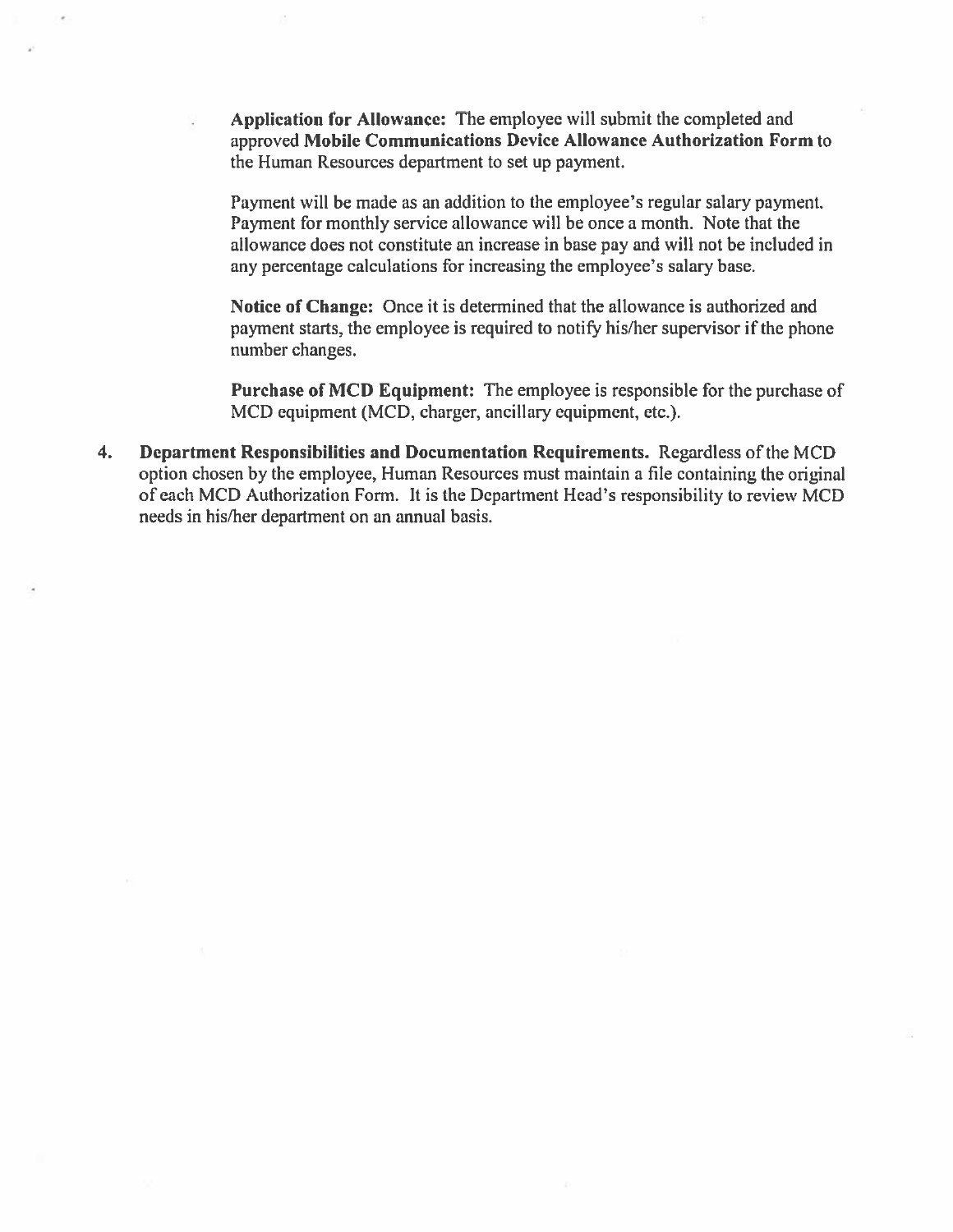**Application for Allowance:** The employee will submit the completed and approved **Mobile Communications Device Allowance Authorization Form** to the Human Resources department to set up payment.

Payment will be made as an addition to the employee's regular salary payment. Payment for monthly service allowance will be once a month. Note that the allowance does not constitute an increase in base pay and will not be included in any percentage calculations for increasing the employee's salary base.

**Notice of Change:** Once it is determined that the allowance is authorized and payment starts, the employee is required to notify his/her supervisor if the phone number changes.

**Purchase of MCD Equipment:** The employee is responsible for the purchase of MCD equipment (MCD, charger, ancillary equipment, etc.).

4. **Department Responsibilities and Documentation Requirements.** Regardless of the MCD option chosen by the employee, Human Resources must maintain a file containing the original of each MCD Authorization Form. It is the Department Head's responsibility to review MCD needs in his/her department on an annual basis.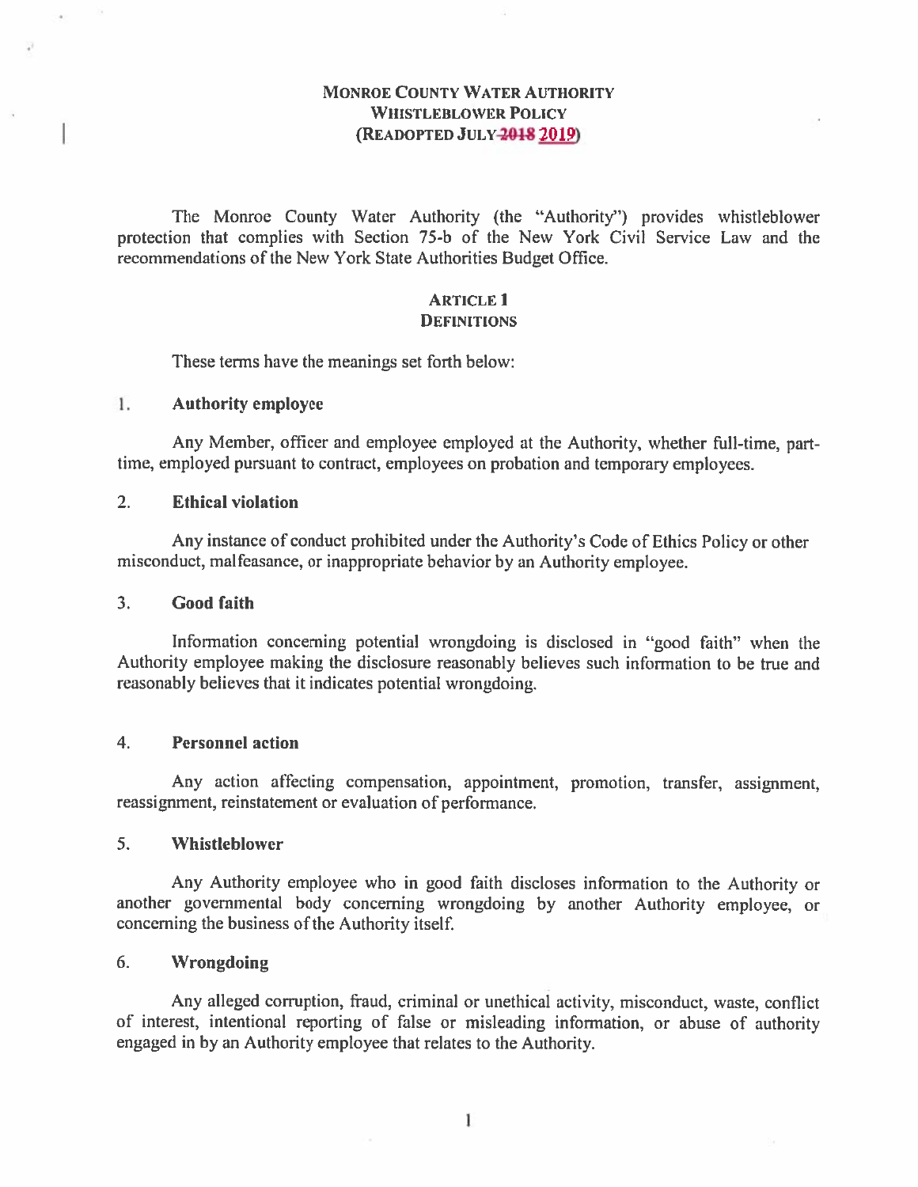# MONROE COUNTY WATER AUTHORITY
# WHISTLEBLOWER POLICY
# (READOPTED JULY ~~2018~~ 2019)

The Monroe County Water Authority (the "Authority") provides whistleblower protection that complies with Section 75-b of the New York Civil Service Law and the recommendations of the New York State Authorities Budget Office.

## ARTICLE 1
## DEFINITIONS

These terms have the meanings set forth below:

### 1. Authority employee

Any Member, officer and employee employed at the Authority, whether full-time, part-time, employed pursuant to contract, employees on probation and temporary employees.

### 2. Ethical violation

Any instance of conduct prohibited under the Authority's Code of Ethics Policy or other misconduct, malfeasance, or inappropriate behavior by an Authority employee.

### 3. Good faith

Information concerning potential wrongdoing is disclosed in "good faith" when the Authority employee making the disclosure reasonably believes such information to be true and reasonably believes that it indicates potential wrongdoing.

### 4. Personnel action

Any action affecting compensation, appointment, promotion, transfer, assignment, reassignment, reinstatement or evaluation of performance.

### 5. Whistleblower

Any Authority employee who in good faith discloses information to the Authority or another governmental body concerning wrongdoing by another Authority employee, or concerning the business of the Authority itself.

### 6. Wrongdoing

Any alleged corruption, fraud, criminal or unethical activity, misconduct, waste, conflict of interest, intentional reporting of false or misleading information, or abuse of authority engaged in by an Authority employee that relates to the Authority.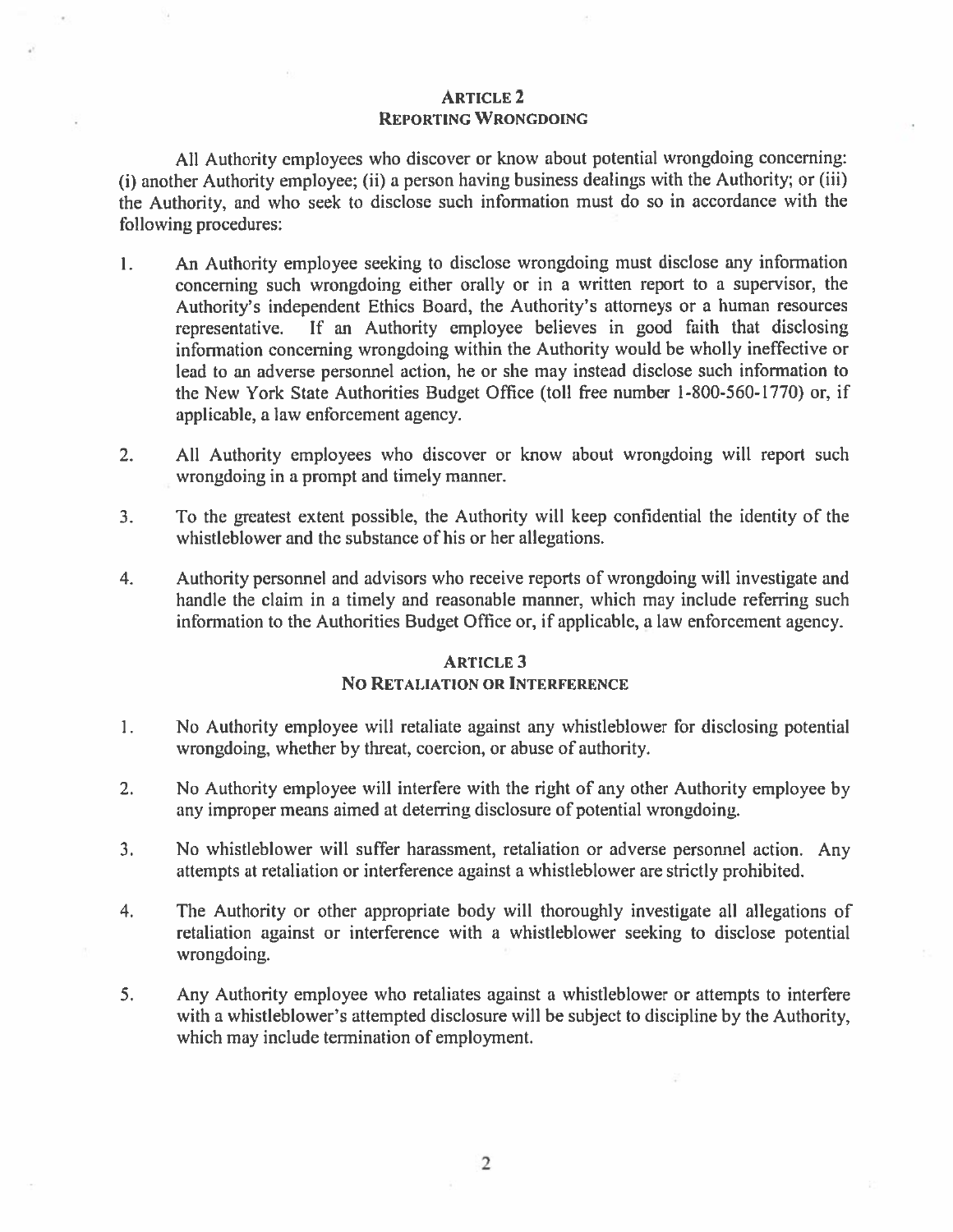## Article 2
## Reporting Wrongdoing

All Authority employees who discover or know about potential wrongdoing concerning: (i) another Authority employee; (ii) a person having business dealings with the Authority; or (iii) the Authority, and who seek to disclose such information must do so in accordance with the following procedures:

1. An Authority employee seeking to disclose wrongdoing must disclose any information concerning such wrongdoing either orally or in a written report to a supervisor, the Authority's independent Ethics Board, the Authority's attorneys or a human resources representative. If an Authority employee believes in good faith that disclosing information concerning wrongdoing within the Authority would be wholly ineffective or lead to an adverse personnel action, he or she may instead disclose such information to the New York State Authorities Budget Office (toll free number 1-800-560-1770) or, if applicable, a law enforcement agency.

2. All Authority employees who discover or know about wrongdoing will report such wrongdoing in a prompt and timely manner.

3. To the greatest extent possible, the Authority will keep confidential the identity of the whistleblower and the substance of his or her allegations.

4. Authority personnel and advisors who receive reports of wrongdoing will investigate and handle the claim in a timely and reasonable manner, which may include referring such information to the Authorities Budget Office or, if applicable, a law enforcement agency.

## Article 3
## No Retaliation or Interference

1. No Authority employee will retaliate against any whistleblower for disclosing potential wrongdoing, whether by threat, coercion, or abuse of authority.

2. No Authority employee will interfere with the right of any other Authority employee by any improper means aimed at deterring disclosure of potential wrongdoing.

3. No whistleblower will suffer harassment, retaliation or adverse personnel action. Any attempts at retaliation or interference against a whistleblower are strictly prohibited.

4. The Authority or other appropriate body will thoroughly investigate all allegations of retaliation against or interference with a whistleblower seeking to disclose potential wrongdoing.

5. Any Authority employee who retaliates against a whistleblower or attempts to interfere with a whistleblower's attempted disclosure will be subject to discipline by the Authority, which may include termination of employment.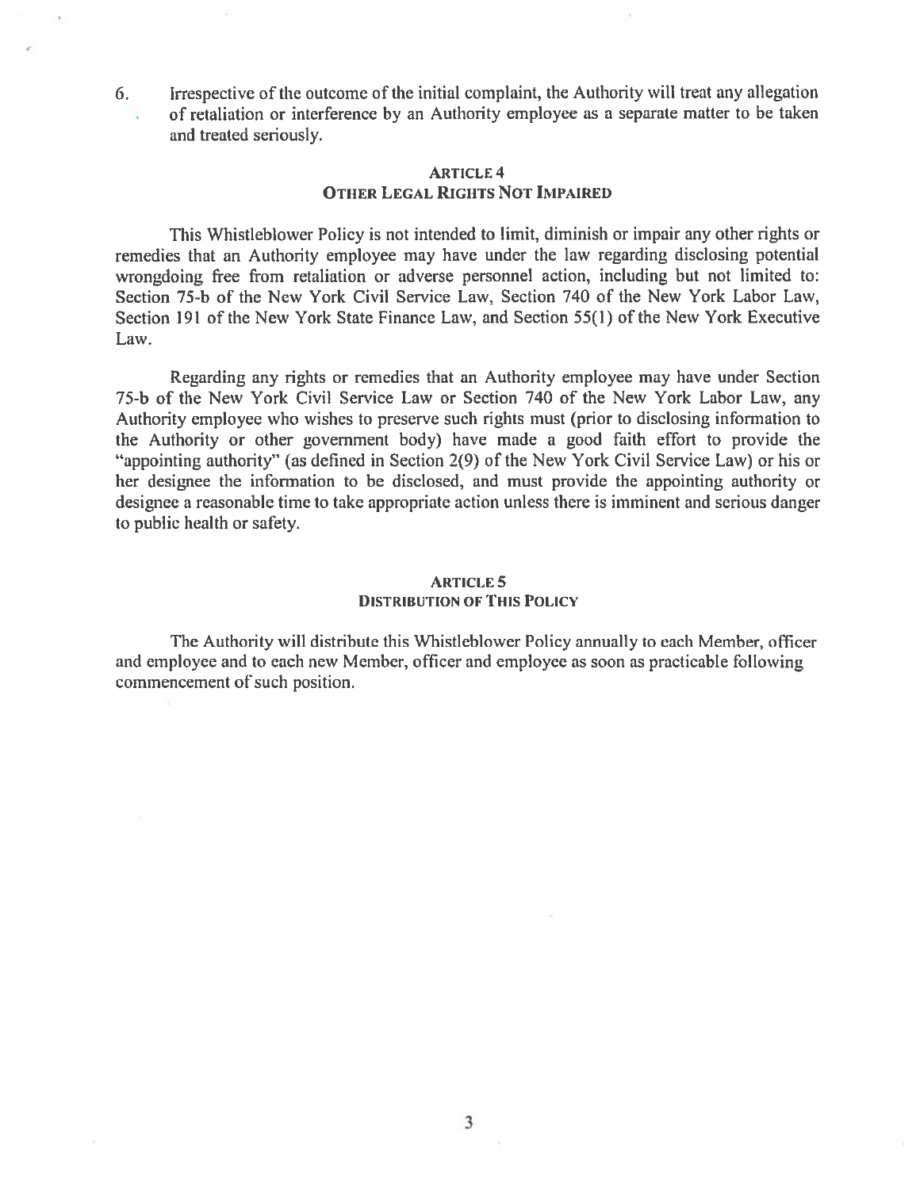6. Irrespective of the outcome of the initial complaint, the Authority will treat any allegation of retaliation or interference by an Authority employee as a separate matter to be taken and treated seriously.

## ARTICLE 4
## OTHER LEGAL RIGHTS NOT IMPAIRED

This Whistleblower Policy is not intended to limit, diminish or impair any other rights or remedies that an Authority employee may have under the law regarding disclosing potential wrongdoing free from retaliation or adverse personnel action, including but not limited to: Section 75-b of the New York Civil Service Law, Section 740 of the New York Labor Law, Section 191 of the New York State Finance Law, and Section 55(1) of the New York Executive Law.

Regarding any rights or remedies that an Authority employee may have under Section 75-b of the New York Civil Service Law or Section 740 of the New York Labor Law, any Authority employee who wishes to preserve such rights must (prior to disclosing information to the Authority or other government body) have made a good faith effort to provide the "appointing authority" (as defined in Section 2(9) of the New York Civil Service Law) or his or her designee the information to be disclosed, and must provide the appointing authority or designee a reasonable time to take appropriate action unless there is imminent and serious danger to public health or safety.

## ARTICLE 5
## DISTRIBUTION OF THIS POLICY

The Authority will distribute this Whistleblower Policy annually to each Member, officer and employee and to each new Member, officer and employee as soon as practicable following commencement of such position.